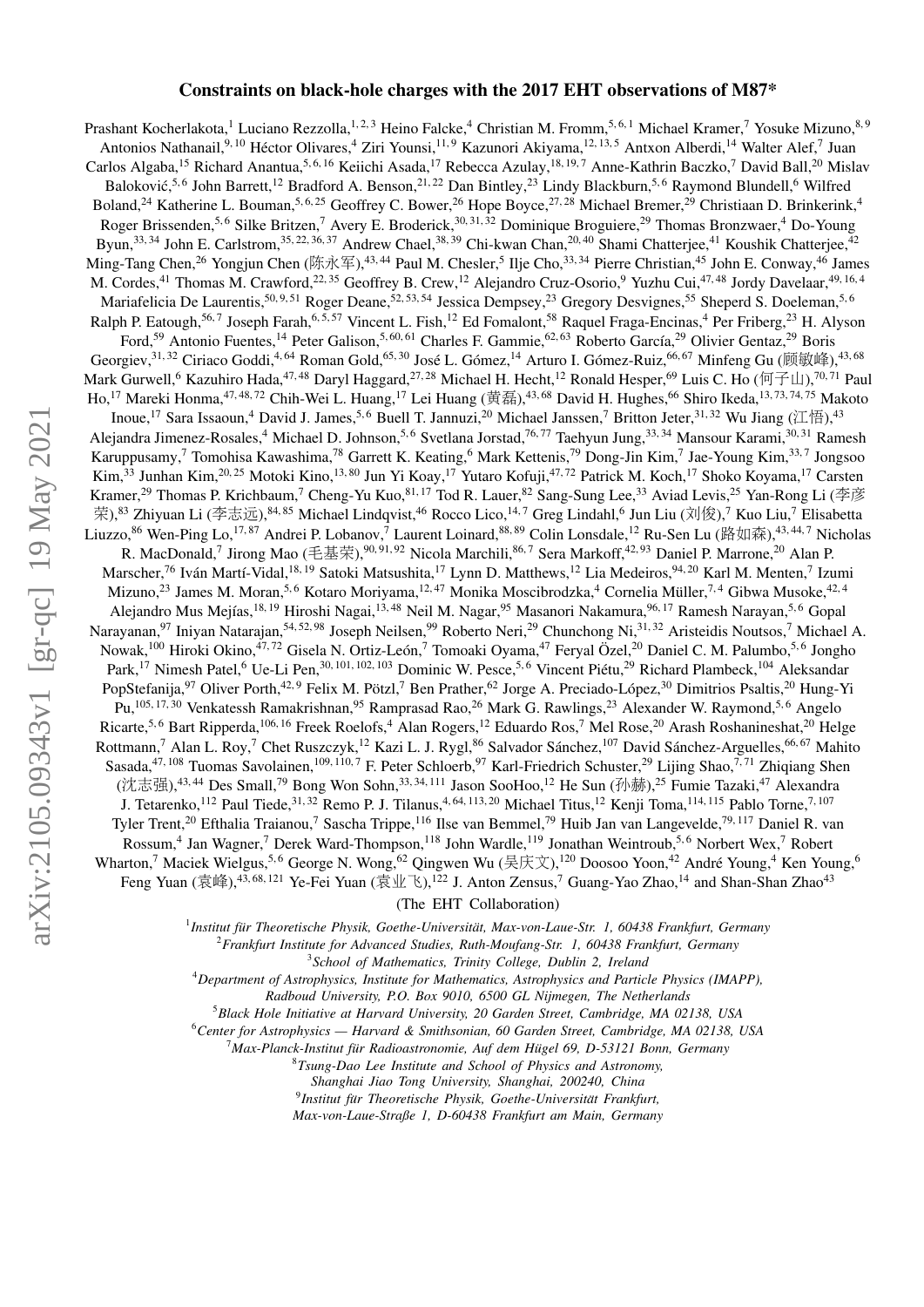# Constraints on black-hole charges with the 2017 EHT observations of M87*

Prashant Kocherlakota,[1] Luciano Rezzolla,[1,2,3] Heino Falcke,[4] Christian M. Fromm,[5,6,1] Michael Kramer,[7] Yosuke Mizuno,[8,9] Antonios Nathanail,[9,10] Héctor Olivares,[4] Ziri Younsi,[11,9] Kazunori Akiyama,[12,13,5] Antxon Alberdi,[14] Walter Alef,[7] Juan Carlos Algaba,[15] Richard Anantua,[5,6,16] Keiichi Asada,[17] Rebecca Azulay,[18,19,7] Anne-Kathrin Baczko,[7] David Ball,[20] Mislav Baloković,[5,6] John Barrett,[12] Bradford A. Benson,[21,22] Dan Bintley,[23] Lindy Blackburn,[5,6] Raymond Blundell,[6] Wilfred Boland,[24] Katherine L. Bouman,[5,6,25] Geoffrey C. Bower,[26] Hope Boyce,[27,28] Michael Bremer,[29] Christiaan D. Brinkerink,[4] Roger Brissenden,[5,6] Silke Britzen,[7] Avery E. Broderick,[30,31,32] Dominique Broguiere,[29] Thomas Bronzwaer,[4] Do-Young Byun,[33,34] John E. Carlstrom,[35,22,36,37] Andrew Chael,[38,39] Chi-kwan Chan,[20,40] Shami Chatterjee,[41] Koushik Chatterjee,[42] Ming-Tang Chen,[26] Yongjun Chen (陈永军),[43,44] Paul M. Chesler,[5] Ilje Cho,[33,34] Pierre Christian,[45] John E. Conway,[46] James M. Cordes,[41] Thomas M. Crawford,[22,35] Geoffrey B. Crew,[12] Alejandro Cruz-Osorio,[9] Yuzhu Cui,[47,48] Jordy Davelaar,[49,16,4] Mariafelicia De Laurentis,[50,9,51] Roger Deane,[52,53,54] Jessica Dempsey,[23] Gregory Desvignes,[55] Sheperd S. Doeleman,[5,6] Ralph P. Eatough,[56,7] Joseph Farah,[6,5,57] Vincent L. Fish,[12] Ed Fomalont,[58] Raquel Fraga-Encinas,[4] Per Friberg,[23] H. Alyson Ford,[59] Antonio Fuentes,[14] Peter Galison,[5,60,61] Charles F. Gammie,[62,63] Roberto García,[29] Olivier Gentaz,[29] Boris Georgiev,[31,32] Ciriaco Goddi,[4,64] Roman Gold,[65,30] José L. Gómez,[14] Arturo I. Gómez-Ruiz,[66,67] Minfeng Gu (顾敏峰),[43,68] Mark Gurwell,[6] Kazuhiro Hada,[47,48] Daryl Haggard,[27,28] Michael H. Hecht,[12] Ronald Hesper,[69] Luis C. Ho (何子山),[70,71] Paul Ho,[17] Mareki Honma,[47,48,72] Chih-Wei L. Huang,[17] Lei Huang (黄磊),[43,68] David H. Hughes,[66] Shiro Ikeda,[13,73,74,75] Makoto Inoue,[17] Sara Issaoun,[4] David J. James,[5,6] Buell T. Jannuzi,[20] Michael Janssen,[7] Britton Jeter,[31,32] Wu Jiang (江悟),[43] Alejandra Jimenez-Rosales,[4] Michael D. Johnson,[5,6] Svetlana Jorstad,[76,77] Taehyun Jung,[33,34] Mansour Karami,[30,31] Ramesh Karuppusamy,[7] Tomohisa Kawashima,[78] Garrett K. Keating,[6] Mark Kettenis,[79] Dong-Jin Kim,[7] Jae-Young Kim,[33,7] Jongsoo Kim,[33] Junhan Kim,[20,25] Motoki Kino,[13,80] Jun Yi Koay,[17] Yutaro Kofuji,[47,72] Patrick M. Koch,[17] Shoko Koyama,[17] Carsten Kramer,[29] Thomas P. Krichbaum,[7] Cheng-Yu Kuo,[81,17] Tod R. Lauer,[82] Sang-Sung Lee,[33] Aviad Levis,[25] Yan-Rong Li (李彦荣),[83] Zhiyuan Li (李志远),[84,85] Michael Lindqvist,[46] Rocco Lico,[14,7] Greg Lindahl,[6] Jun Liu (刘俊),[7] Kuo Liu,[7] Elisabetta Liuzzo,[86] Wen-Ping Lo,[17,87] Andrei P. Lobanov,[7] Laurent Loinard,[88,89] Colin Lonsdale,[12] Ru-Sen Lu (路如森),[43,44,7] Nicholas R. MacDonald,[7] Jirong Mao (毛基荣),[90,91,92] Nicola Marchili,[86,7] Sera Markoff,[42,93] Daniel P. Marrone,[20] Alan P. Marscher,[76] Iván Martí-Vidal,[18,19] Satoki Matsushita,[17] Lynn D. Matthews,[12] Lia Medeiros,[94,20] Karl M. Menten,[7] Izumi Mizuno,[23] James M. Moran,[5,6] Kotaro Moriyama,[12,47] Monika Moscibrodzka,[4] Cornelia Müller,[7,4] Gibwa Musoke,[42,4] Alejandro Mus Mejías,[18,19] Hiroshi Nagai,[13,48] Neil M. Nagar,[95] Masanori Nakamura,[96,17] Ramesh Narayan,[5,6] Gopal Narayanan,[97] Iniyan Natarajan,[54,52,98] Joseph Neilsen,[99] Roberto Neri,[29] Chunchong Ni,[31,32] Aristeidis Noutsos,[7] Michael A. Nowak,[100] Hiroki Okino,[47,72] Gisela N. Ortiz-León,[7] Tomoaki Oyama,[47] Feryal Özel,[20] Daniel C. M. Palumbo,[5,6] Jongho Park,[17] Nimesh Patel,[6] Ue-Li Pen,[30,101,102,103] Dominic W. Pesce,[5,6] Vincent Piétu,[29] Richard Plambeck,[104] Aleksandar PopStefanija,[97] Oliver Porth,[42,9] Felix M. Pötzl,[7] Ben Prather,[62] Jorge A. Preciado-López,[30] Dimitrios Psaltis,[20] Hung-Yi Pu,[105,17,30] Venkatessh Ramakrishnan,[95] Ramprasad Rao,[26] Mark G. Rawlings,[23] Alexander W. Raymond,[5,6] Angelo Ricarte,[5,6] Bart Ripperda,[106,16] Freek Roelofs,[4] Alan Rogers,[12] Eduardo Ros,[7] Mel Rose,[20] Arash Roshanineshat,[20] Helge Rottmann,[7] Alan L. Roy,[7] Chet Ruszczyk,[12] Kazi L. J. Rygl,[86] Salvador Sánchez,[107] David Sánchez-Arguelles,[66,67] Mahito Sasada,[47,108] Tuomas Savolainen,[109,110,7] F. Peter Schloerb,[97] Karl-Friedrich Schuster,[29] Lijing Shao,[7,71] Zhiqiang Shen (沈志强),[43,44] Des Small,[79] Bong Won Sohn,[33,34,111] Jason SooHoo,[12] He Sun (孙赫),[25] Fumie Tazaki,[47] Alexandra J. Tetarenko,[112] Paul Tiede,[31,32] Remo P. J. Tilanus,[4,64,113,20] Michael Titus,[12] Kenji Toma,[114,115] Pablo Torne,[7,107] Tyler Trent,[20] Efthalia Traianou,[7] Sascha Trippe,[116] Ilse van Bemmel,[79] Huib Jan van Langevelde,[79,117] Daniel R. van Rossum,[4] Jan Wagner,[7] Derek Ward-Thompson,[118] John Wardle,[119] Jonathan Weintroub,[5,6] Norbert Wex,[7] Robert Wharton,[7] Maciek Wielgus,[5,6] George N. Wong,[62] Qingwen Wu (吴庆文),[120] Doosoo Yoon,[42] André Young,[4] Ken Young,[6] Feng Yuan (袁峰),[43,68,121] Ye-Fei Yuan (袁业飞),[122] J. Anton Zensus,[7] Guang-Yao Zhao,[14] and Shan-Shan Zhao[43]

(The EHT Collaboration)

[1] *Institut für Theoretische Physik, Goethe-Universität, Max-von-Laue-Str. 1, 60438 Frankfurt, Germany*
[2] *Frankfurt Institute for Advanced Studies, Ruth-Moufang-Str. 1, 60438 Frankfurt, Germany*
[3] *School of Mathematics, Trinity College, Dublin 2, Ireland*
[4] *Department of Astrophysics, Institute for Mathematics, Astrophysics and Particle Physics (IMAPP), Radboud University, P.O. Box 9010, 6500 GL Nijmegen, The Netherlands*
[5] *Black Hole Initiative at Harvard University, 20 Garden Street, Cambridge, MA 02138, USA*
[6] *Center for Astrophysics — Harvard & Smithsonian, 60 Garden Street, Cambridge, MA 02138, USA*
[7] *Max-Planck-Institut für Radioastronomie, Auf dem Hügel 69, D-53121 Bonn, Germany*
[8] *Tsung-Dao Lee Institute and School of Physics and Astronomy, Shanghai Jiao Tong University, Shanghai, 200240, China*
[9] *Institut für Theoretische Physik, Goethe-Universität Frankfurt, Max-von-Laue-Straße 1, D-60438 Frankfurt am Main, Germany*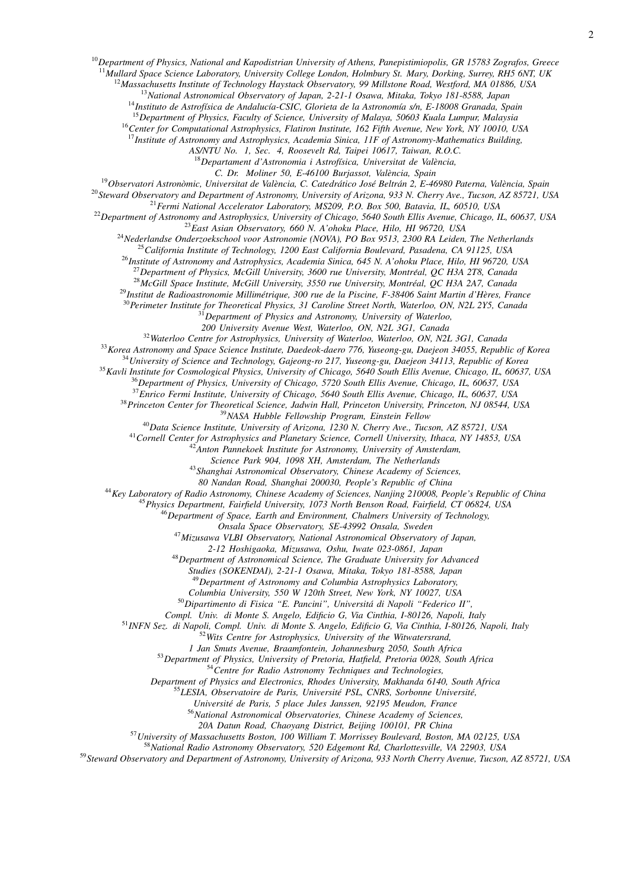[10]*Department of Physics, National and Kapodistrian University of Athens, Panepistimiopolis, GR 15783 Zografos, Greece*
[11]*Mullard Space Science Laboratory, University College London, Holmbury St. Mary, Dorking, Surrey, RH5 6NT, UK*
[12]*Massachusetts Institute of Technology Haystack Observatory, 99 Millstone Road, Westford, MA 01886, USA*
[13]*National Astronomical Observatory of Japan, 2-21-1 Osawa, Mitaka, Tokyo 181-8588, Japan*
[14]*Instituto de Astrofísica de Andalucía-CSIC, Glorieta de la Astronomía s/n, E-18008 Granada, Spain*
[15]*Department of Physics, Faculty of Science, University of Malaya, 50603 Kuala Lumpur, Malaysia*
[16]*Center for Computational Astrophysics, Flatiron Institute, 162 Fifth Avenue, New York, NY 10010, USA*
[17]*Institute of Astronomy and Astrophysics, Academia Sinica, 11F of Astronomy-Mathematics Building, AS/NTU No. 1, Sec. 4, Roosevelt Rd, Taipei 10617, Taiwan, R.O.C.*
[18]*Departament d'Astronomia i Astrofísica, Universitat de València, C. Dr. Moliner 50, E-46100 Burjassot, València, Spain*
[19]*Observatori Astronòmic, Universitat de València, C. Catedrático José Beltrán 2, E-46980 Paterna, València, Spain*
[20]*Steward Observatory and Department of Astronomy, University of Arizona, 933 N. Cherry Ave., Tucson, AZ 85721, USA*
[21]*Fermi National Accelerator Laboratory, MS209, P.O. Box 500, Batavia, IL, 60510, USA*
[22]*Department of Astronomy and Astrophysics, University of Chicago, 5640 South Ellis Avenue, Chicago, IL, 60637, USA*
[23]*East Asian Observatory, 660 N. A'ohoku Place, Hilo, HI 96720, USA*
[24]*Nederlandse Onderzoekschool voor Astronomie (NOVA), PO Box 9513, 2300 RA Leiden, The Netherlands*
[25]*California Institute of Technology, 1200 East California Boulevard, Pasadena, CA 91125, USA*
[26]*Institute of Astronomy and Astrophysics, Academia Sinica, 645 N. A'ohoku Place, Hilo, HI 96720, USA*
[27]*Department of Physics, McGill University, 3600 rue University, Montréal, QC H3A 2T8, Canada*
[28]*McGill Space Institute, McGill University, 3550 rue University, Montréal, QC H3A 2A7, Canada*
[29]*Institut de Radioastronomie Millimétrique, 300 rue de la Piscine, F-38406 Saint Martin d'Hères, France*
[30]*Perimeter Institute for Theoretical Physics, 31 Caroline Street North, Waterloo, ON, N2L 2Y5, Canada*
[31]*Department of Physics and Astronomy, University of Waterloo, 200 University Avenue West, Waterloo, ON, N2L 3G1, Canada*
[32]*Waterloo Centre for Astrophysics, University of Waterloo, Waterloo, ON, N2L 3G1, Canada*
[33]*Korea Astronomy and Space Science Institute, Daedeok-daero 776, Yuseong-gu, Daejeon 34055, Republic of Korea*
[34]*University of Science and Technology, Gajeong-ro 217, Yuseong-gu, Daejeon 34113, Republic of Korea*
[35]*Kavli Institute for Cosmological Physics, University of Chicago, 5640 South Ellis Avenue, Chicago, IL, 60637, USA*
[36]*Department of Physics, University of Chicago, 5720 South Ellis Avenue, Chicago, IL, 60637, USA*
[37]*Enrico Fermi Institute, University of Chicago, 5640 South Ellis Avenue, Chicago, IL, 60637, USA*
[38]*Princeton Center for Theoretical Science, Jadwin Hall, Princeton University, Princeton, NJ 08544, USA*
[39]*NASA Hubble Fellowship Program, Einstein Fellow*
[40]*Data Science Institute, University of Arizona, 1230 N. Cherry Ave., Tucson, AZ 85721, USA*
[41]*Cornell Center for Astrophysics and Planetary Science, Cornell University, Ithaca, NY 14853, USA*
[42]*Anton Pannekoek Institute for Astronomy, University of Amsterdam, Science Park 904, 1098 XH, Amsterdam, The Netherlands*
[43]*Shanghai Astronomical Observatory, Chinese Academy of Sciences, 80 Nandan Road, Shanghai 200030, People's Republic of China*
[44]*Key Laboratory of Radio Astronomy, Chinese Academy of Sciences, Nanjing 210008, People's Republic of China*
[45]*Physics Department, Fairfield University, 1073 North Benson Road, Fairfield, CT 06824, USA*
[46]*Department of Space, Earth and Environment, Chalmers University of Technology, Onsala Space Observatory, SE-43992 Onsala, Sweden*
[47]*Mizusawa VLBI Observatory, National Astronomical Observatory of Japan, 2-12 Hoshigaoka, Mizusawa, Oshu, Iwate 023-0861, Japan*
[48]*Department of Astronomical Science, The Graduate University for Advanced Studies (SOKENDAI), 2-21-1 Osawa, Mitaka, Tokyo 181-8588, Japan*
[49]*Department of Astronomy and Columbia Astrophysics Laboratory, Columbia University, 550 W 120th Street, New York, NY 10027, USA*
[50]*Dipartimento di Fisica "E. Pancini", Universitá di Napoli "Federico II", Compl. Univ. di Monte S. Angelo, Edificio G, Via Cinthia, I-80126, Napoli, Italy*
[51]*INFN Sez. di Napoli, Compl. Univ. di Monte S. Angelo, Edificio G, Via Cinthia, I-80126, Napoli, Italy*
[52]*Wits Centre for Astrophysics, University of the Witwatersrand, 1 Jan Smuts Avenue, Braamfontein, Johannesburg 2050, South Africa*
[53]*Department of Physics, University of Pretoria, Hatfield, Pretoria 0028, South Africa*
[54]*Centre for Radio Astronomy Techniques and Technologies, Department of Physics and Electronics, Rhodes University, Makhanda 6140, South Africa*
[55]*LESIA, Observatoire de Paris, Université PSL, CNRS, Sorbonne Université, Université de Paris, 5 place Jules Janssen, 92195 Meudon, France*
[56]*National Astronomical Observatories, Chinese Academy of Sciences, 20A Datun Road, Chaoyang District, Beijing 100101, PR China*
[57]*University of Massachusetts Boston, 100 William T. Morrissey Boulevard, Boston, MA 02125, USA*
[58]*National Radio Astronomy Observatory, 520 Edgemont Rd, Charlottesville, VA 22903, USA*
[59]*Steward Observatory and Department of Astronomy, University of Arizona, 933 North Cherry Avenue, Tucson, AZ 85721, USA*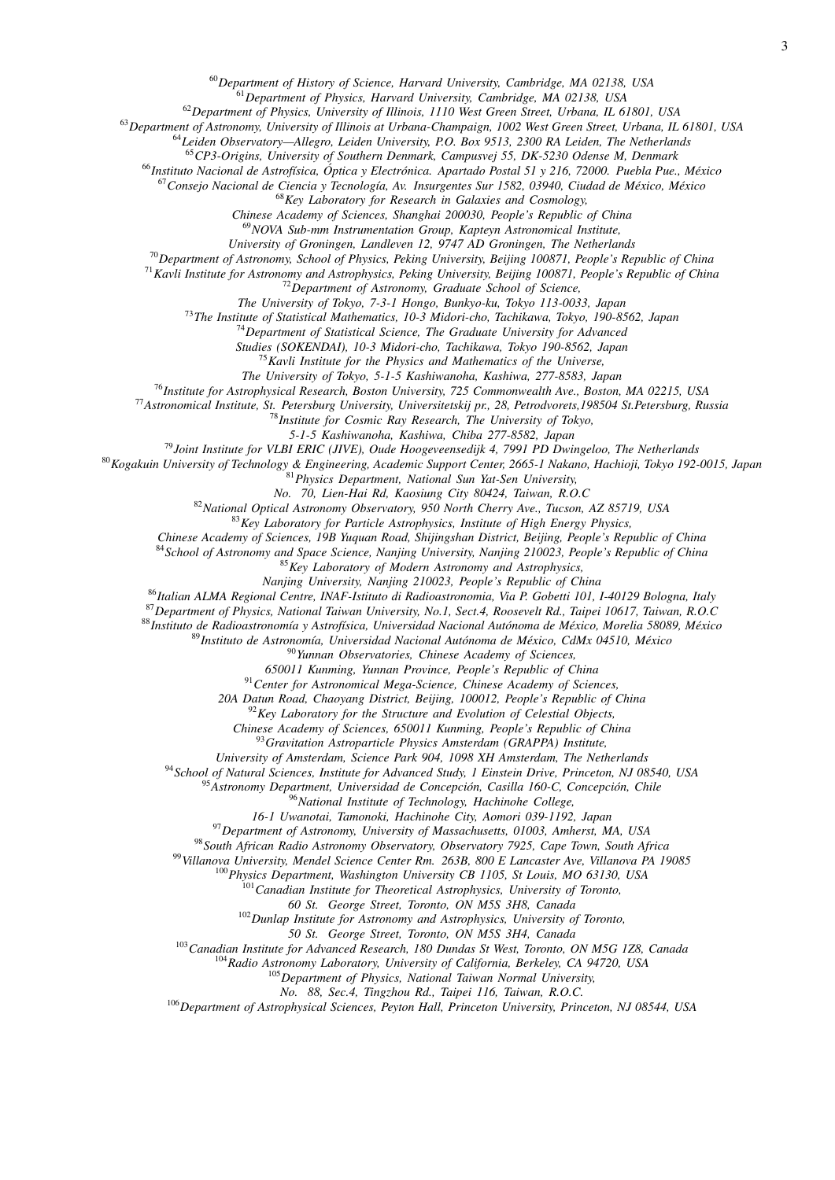[60]Department of History of Science, Harvard University, Cambridge, MA 02138, USA
[61]Department of Physics, Harvard University, Cambridge, MA 02138, USA
[62]Department of Physics, University of Illinois, 1110 West Green Street, Urbana, IL 61801, USA
[63]Department of Astronomy, University of Illinois at Urbana-Champaign, 1002 West Green Street, Urbana, IL 61801, USA
[64]Leiden Observatory—Allegro, Leiden University, P.O. Box 9513, 2300 RA Leiden, The Netherlands
[65]CP3-Origins, University of Southern Denmark, Campusvej 55, DK-5230 Odense M, Denmark
[66]Instituto Nacional de Astrofísica, Óptica y Electrónica. Apartado Postal 51 y 216, 72000. Puebla Pue., México
[67]Consejo Nacional de Ciencia y Tecnología, Av. Insurgentes Sur 1582, 03940, Ciudad de México, México
[68]Key Laboratory for Research in Galaxies and Cosmology, Chinese Academy of Sciences, Shanghai 200030, People's Republic of China
[69]NOVA Sub-mm Instrumentation Group, Kapteyn Astronomical Institute, University of Groningen, Landleven 12, 9747 AD Groningen, The Netherlands
[70]Department of Astronomy, School of Physics, Peking University, Beijing 100871, People's Republic of China
[71]Kavli Institute for Astronomy and Astrophysics, Peking University, Beijing 100871, People's Republic of China
[72]Department of Astronomy, Graduate School of Science, The University of Tokyo, 7-3-1 Hongo, Bunkyo-ku, Tokyo 113-0033, Japan
[73]The Institute of Statistical Mathematics, 10-3 Midori-cho, Tachikawa, Tokyo, 190-8562, Japan
[74]Department of Statistical Science, The Graduate University for Advanced Studies (SOKENDAI), 10-3 Midori-cho, Tachikawa, Tokyo 190-8562, Japan
[75]Kavli Institute for the Physics and Mathematics of the Universe, The University of Tokyo, 5-1-5 Kashiwanoha, Kashiwa, 277-8583, Japan
[76]Institute for Astrophysical Research, Boston University, 725 Commonwealth Ave., Boston, MA 02215, USA
[77]Astronomical Institute, St. Petersburg University, Universitetskij pr., 28, Petrodvorets,198504 St.Petersburg, Russia
[78]Institute for Cosmic Ray Research, The University of Tokyo, 5-1-5 Kashiwanoha, Kashiwa, Chiba 277-8582, Japan
[79]Joint Institute for VLBI ERIC (JIVE), Oude Hoogeveensedijk 4, 7991 PD Dwingeloo, The Netherlands
[80]Kogakuin University of Technology & Engineering, Academic Support Center, 2665-1 Nakano, Hachioji, Tokyo 192-0015, Japan
[81]Physics Department, National Sun Yat-Sen University, No. 70, Lien-Hai Rd, Kaosiung City 80424, Taiwan, R.O.C
[82]National Optical Astronomy Observatory, 950 North Cherry Ave., Tucson, AZ 85719, USA
[83]Key Laboratory for Particle Astrophysics, Institute of High Energy Physics, Chinese Academy of Sciences, 19B Yuquan Road, Shijingshan District, Beijing, People's Republic of China
[84]School of Astronomy and Space Science, Nanjing University, Nanjing 210023, People's Republic of China
[85]Key Laboratory of Modern Astronomy and Astrophysics, Nanjing University, Nanjing 210023, People's Republic of China
[86]Italian ALMA Regional Centre, INAF-Istituto di Radioastronomia, Via P. Gobetti 101, I-40129 Bologna, Italy
[87]Department of Physics, National Taiwan University, No.1, Sect.4, Roosevelt Rd., Taipei 10617, Taiwan, R.O.C
[88]Instituto de Radioastronomía y Astrofísica, Universidad Nacional Autónoma de México, Morelia 58089, México
[89]Instituto de Astronomía, Universidad Nacional Autónoma de México, CdMx 04510, México
[90]Yunnan Observatories, Chinese Academy of Sciences, 650011 Kunming, Yunnan Province, People's Republic of China
[91]Center for Astronomical Mega-Science, Chinese Academy of Sciences, 20A Datun Road, Chaoyang District, Beijing, 100012, People's Republic of China
[92]Key Laboratory for the Structure and Evolution of Celestial Objects, Chinese Academy of Sciences, 650011 Kunming, People's Republic of China
[93]Gravitation Astroparticle Physics Amsterdam (GRAPPA) Institute, University of Amsterdam, Science Park 904, 1098 XH Amsterdam, The Netherlands
[94]School of Natural Sciences, Institute for Advanced Study, 1 Einstein Drive, Princeton, NJ 08540, USA
[95]Astronomy Department, Universidad de Concepción, Casilla 160-C, Concepción, Chile
[96]National Institute of Technology, Hachinohe College, 16-1 Uwanotai, Tamonoki, Hachinohe City, Aomori 039-1192, Japan
[97]Department of Astronomy, University of Massachusetts, 01003, Amherst, MA, USA
[98]South African Radio Astronomy Observatory, Observatory 7925, Cape Town, South Africa
[99]Villanova University, Mendel Science Center Rm. 263B, 800 E Lancaster Ave, Villanova PA 19085
[100]Physics Department, Washington University CB 1105, St Louis, MO 63130, USA
[101]Canadian Institute for Theoretical Astrophysics, University of Toronto, 60 St. George Street, Toronto, ON M5S 3H8, Canada
[102]Dunlap Institute for Astronomy and Astrophysics, University of Toronto, 50 St. George Street, Toronto, ON M5S 3H4, Canada
[103]Canadian Institute for Advanced Research, 180 Dundas St West, Toronto, ON M5G 1Z8, Canada
[104]Radio Astronomy Laboratory, University of California, Berkeley, CA 94720, USA
[105]Department of Physics, National Taiwan Normal University, No. 88, Sec.4, Tingzhou Rd., Taipei 116, Taiwan, R.O.C.
[106]Department of Astrophysical Sciences, Peyton Hall, Princeton University, Princeton, NJ 08544, USA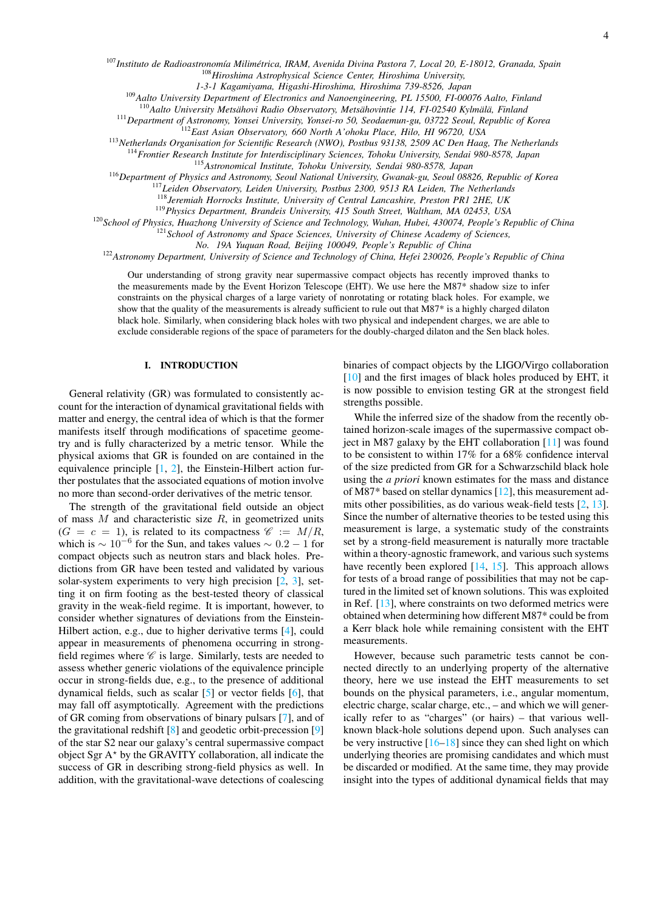[107] *Instituto de Radioastronomía Milimétrica, IRAM, Avenida Divina Pastora 7, Local 20, E-18012, Granada, Spain*
[108] *Hiroshima Astrophysical Science Center, Hiroshima University, 1-3-1 Kagamiyama, Higashi-Hiroshima, Hiroshima 739-8526, Japan*
[109] *Aalto University Department of Electronics and Nanoengineering, PL 15500, FI-00076 Aalto, Finland*
[110] *Aalto University Metsähovi Radio Observatory, Metsähovintie 114, FI-02540 Kylmälä, Finland*
[111] *Department of Astronomy, Yonsei University, Yonsei-ro 50, Seodaemun-gu, 03722 Seoul, Republic of Korea*
[112] *East Asian Observatory, 660 North A'ohoku Place, Hilo, HI 96720, USA*
[113] *Netherlands Organisation for Scientific Research (NWO), Postbus 93138, 2509 AC Den Haag, The Netherlands*
[114] *Frontier Research Institute for Interdisciplinary Sciences, Tohoku University, Sendai 980-8578, Japan*
[115] *Astronomical Institute, Tohoku University, Sendai 980-8578, Japan*
[116] *Department of Physics and Astronomy, Seoul National University, Gwanak-gu, Seoul 08826, Republic of Korea*
[117] *Leiden Observatory, Leiden University, Postbus 2300, 9513 RA Leiden, The Netherlands*
[118] *Jeremiah Horrocks Institute, University of Central Lancashire, Preston PR1 2HE, UK*
[119] *Physics Department, Brandeis University, 415 South Street, Waltham, MA 02453, USA*
[120] *School of Physics, Huazhong University of Science and Technology, Wuhan, Hubei, 430074, People's Republic of China*
[121] *School of Astronomy and Space Sciences, University of Chinese Academy of Sciences, No. 19A Yuquan Road, Beijing 100049, People's Republic of China*
[122] *Astronomy Department, University of Science and Technology of China, Hefei 230026, People's Republic of China*

Our understanding of strong gravity near supermassive compact objects has recently improved thanks to the measurements made by the Event Horizon Telescope (EHT). We use here the M87* shadow size to infer constraints on the physical charges of a large variety of nonrotating or rotating black holes. For example, we show that the quality of the measurements is already sufficient to rule out that M87* is a highly charged dilaton black hole. Similarly, when considering black holes with two physical and independent charges, we are able to exclude considerable regions of the space of parameters for the doubly-charged dilaton and the Sen black holes.

## I. INTRODUCTION

General relativity (GR) was formulated to consistently account for the interaction of dynamical gravitational fields with matter and energy, the central idea of which is that the former manifests itself through modifications of spacetime geometry and is fully characterized by a metric tensor. While the physical axioms that GR is founded on are contained in the equivalence principle [1, 2], the Einstein-Hilbert action further postulates that the associated equations of motion involve no more than second-order derivatives of the metric tensor.

The strength of the gravitational field outside an object of mass $M$ and characteristic size $R$, in geometrized units ($G = c = 1$), is related to its compactness $\mathscr{C} := M/R$, which is $\sim 10^{-6}$ for the Sun, and takes values $\sim 0.2 - 1$ for compact objects such as neutron stars and black holes. Predictions from GR have been tested and validated by various solar-system experiments to very high precision [2, 3], setting it on firm footing as the best-tested theory of classical gravity in the weak-field regime. It is important, however, to consider whether signatures of deviations from the Einstein-Hilbert action, e.g., due to higher derivative terms [4], could appear in measurements of phenomena occurring in strong-field regimes where $\mathscr{C}$ is large. Similarly, tests are needed to assess whether generic violations of the equivalence principle occur in strong-fields due, e.g., to the presence of additional dynamical fields, such as scalar [5] or vector fields [6], that may fall off asymptotically. Agreement with the predictions of GR coming from observations of binary pulsars [7], and of the gravitational redshift [8] and geodetic orbit-precession [9] of the star S2 near our galaxy's central supermassive compact object Sgr A$^\star$ by the GRAVITY collaboration, all indicate the success of GR in describing strong-field physics as well. In addition, with the gravitational-wave detections of coalescing binaries of compact objects by the LIGO/Virgo collaboration [10] and the first images of black holes produced by EHT, it is now possible to envision testing GR at the strongest field strengths possible.

While the inferred size of the shadow from the recently obtained horizon-scale images of the supermassive compact object in M87 galaxy by the EHT collaboration [11] was found to be consistent to within 17% for a 68% confidence interval of the size predicted from GR for a Schwarzschild black hole using the *a priori* known estimates for the mass and distance of M87* based on stellar dynamics [12], this measurement admits other possibilities, as do various weak-field tests [2, 13]. Since the number of alternative theories to be tested using this measurement is large, a systematic study of the constraints set by a strong-field measurement is naturally more tractable within a theory-agnostic framework, and various such systems have recently been explored [14, 15]. This approach allows for tests of a broad range of possibilities that may not be captured in the limited set of known solutions. This was exploited in Ref. [13], where constraints on two deformed metrics were obtained when determining how different M87* could be from a Kerr black hole while remaining consistent with the EHT measurements.

However, because such parametric tests cannot be connected directly to an underlying property of the alternative theory, here we use instead the EHT measurements to set bounds on the physical parameters, i.e., angular momentum, electric charge, scalar charge, etc., – and which we will generically refer to as "charges" (or hairs) – that various well-known black-hole solutions depend upon. Such analyses can be very instructive [16–18] since they can shed light on which underlying theories are promising candidates and which must be discarded or modified. At the same time, they may provide insight into the types of additional dynamical fields that may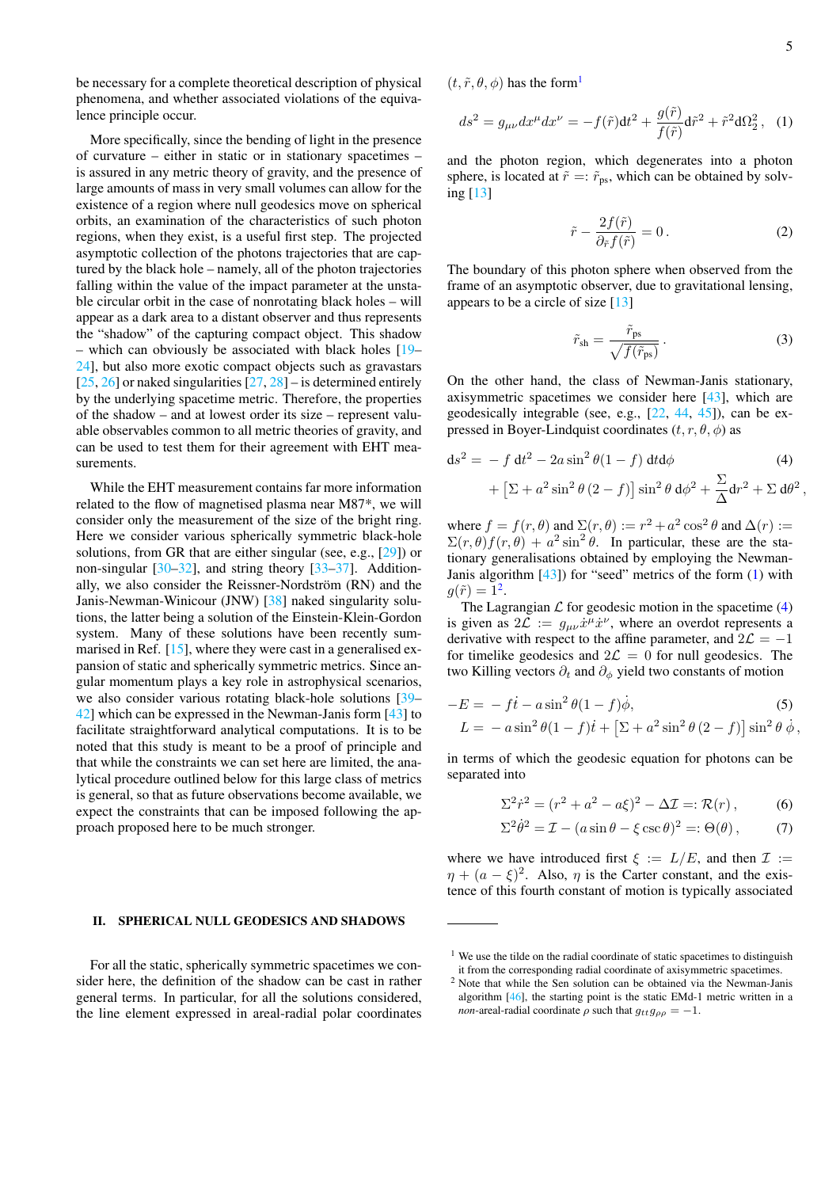be necessary for a complete theoretical description of physical phenomena, and whether associated violations of the equivalence principle occur.

More specifically, since the bending of light in the presence of curvature – either in static or in stationary spacetimes – is assured in any metric theory of gravity, and the presence of large amounts of mass in very small volumes can allow for the existence of a region where null geodesics move on spherical orbits, an examination of the characteristics of such photon regions, when they exist, is a useful first step. The projected asymptotic collection of the photons trajectories that are captured by the black hole – namely, all of the photon trajectories falling within the value of the impact parameter at the unstable circular orbit in the case of nonrotating black holes – will appear as a dark area to a distant observer and thus represents the "shadow" of the capturing compact object. This shadow – which can obviously be associated with black holes [19–24], but also more exotic compact objects such as gravastars [25, 26] or naked singularities [27, 28] – is determined entirely by the underlying spacetime metric. Therefore, the properties of the shadow – and at lowest order its size – represent valuable observables common to all metric theories of gravity, and can be used to test them for their agreement with EHT measurements.

While the EHT measurement contains far more information related to the flow of magnetised plasma near M87*, we will consider only the measurement of the size of the bright ring. Here we consider various spherically symmetric black-hole solutions, from GR that are either singular (see, e.g., [29]) or non-singular [30–32], and string theory [33–37]. Additionally, we also consider the Reissner-Nordström (RN) and the Janis-Newman-Winicour (JNW) [38] naked singularity solutions, the latter being a solution of the Einstein-Klein-Gordon system. Many of these solutions have been recently summarised in Ref. [15], where they were cast in a generalised expansion of static and spherically symmetric metrics. Since angular momentum plays a key role in astrophysical scenarios, we also consider various rotating black-hole solutions [39–42] which can be expressed in the Newman-Janis form [43] to facilitate straightforward analytical computations. It is to be noted that this study is meant to be a proof of principle and that while the constraints that we can set here are limited, the analytical procedure outlined below for this large class of metrics is general, so that as future observations become available, we expect the constraints that can be imposed following the approach proposed here to be much stronger.

## II. SPHERICAL NULL GEODESICS AND SHADOWS

For all the static, spherically symmetric spacetimes we consider here, the definition of the shadow can be cast in rather general terms. In particular, for all the solutions considered, the line element expressed in areal-radial polar coordinates $(t, \tilde{r}, \theta, \phi)$ has the form[1]

$$ds^2 = g_{\mu\nu}dx^\mu dx^\nu = -f(\tilde{r})\mathrm{d}t^2 + \frac{g(\tilde{r})}{f(\tilde{r})}\mathrm{d}\tilde{r}^2 + \tilde{r}^2\mathrm{d}\Omega_2^2\,, \quad (1)$$

and the photon region, which degenerates into a photon sphere, is located at $\tilde{r} =: \tilde{r}_{\rm ps}$, which can be obtained by solving [13]

$$\tilde{r} - \frac{2f(\tilde{r})}{\partial_{\tilde{r}} f(\tilde{r})} = 0\,. \quad (2)$$

The boundary of this photon sphere when observed from the frame of an asymptotic observer, due to gravitational lensing, appears to be a circle of size [13]

$$\tilde{r}_{\rm sh} = \frac{\tilde{r}_{\rm ps}}{\sqrt{f(\tilde{r}_{\rm ps})}}\,. \quad (3)$$

On the other hand, the class of Newman-Janis stationary, axisymmetric spacetimes we consider here [43], which are geodesically integrable (see, e.g., [22, 44, 45]), can be expressed in Boyer-Lindquist coordinates $(t, r, \theta, \phi)$ as

$$\begin{aligned}\mathrm{d}s^2 = &-f\,\mathrm{d}t^2 - 2a\sin^2\theta(1-f)\,\mathrm{d}t\mathrm{d}\phi \quad (4)\\ &+ \left[\Sigma + a^2\sin^2\theta\,(2-f)\right]\sin^2\theta\,\mathrm{d}\phi^2 + \frac{\Sigma}{\Delta}\mathrm{d}r^2 + \Sigma\,\mathrm{d}\theta^2\,,\end{aligned}$$

where $f = f(r,\theta)$ and $\Sigma(r,\theta) := r^2 + a^2\cos^2\theta$ and $\Delta(r) := \Sigma(r,\theta)f(r,\theta) + a^2\sin^2\theta$. In particular, these are the stationary generalisations obtained by employing the Newman-Janis algorithm [43]) for "seed" metrics of the form (1) with $g(\tilde{r}) = 1$[2].

The Lagrangian $\mathcal{L}$ for geodesic motion in the spacetime (4) is given as $2\mathcal{L} := g_{\mu\nu}\dot{x}^\mu\dot{x}^\nu$, where an overdot represents a derivative with respect to the affine parameter, and $2\mathcal{L} = -1$ for timelike geodesics and $2\mathcal{L} = 0$ for null geodesics. The two Killing vectors $\partial_t$ and $\partial_\phi$ yield two constants of motion

$$\begin{aligned}-E &= -f\dot{t} - a\sin^2\theta(1-f)\dot{\phi}\,, \quad (5)\\ L &= -a\sin^2\theta(1-f)\dot{t} + \left[\Sigma + a^2\sin^2\theta\,(2-f)\right]\sin^2\theta\,\dot{\phi}\,,\end{aligned}$$

in terms of which the geodesic equation for photons can be separated into

$$\Sigma^2\dot{r}^2 = (r^2 + a^2 - a\xi)^2 - \Delta\mathcal{I} =: \mathcal{R}(r)\,, \quad (6)$$

$$\Sigma^2\dot{\theta}^2 = \mathcal{I} - (a\sin\theta - \xi\csc\theta)^2 =: \Theta(\theta)\,, \quad (7)$$

where we have introduced first $\xi := L/E$, and then $\mathcal{I} := \eta + (a - \xi)^2$. Also, $\eta$ is the Carter constant, and the existence of this fourth constant of motion is typically associated

---

[1] We use the tilde on the radial coordinate of static spacetimes to distinguish it from the corresponding radial coordinate of axisymmetric spacetimes.

[2] Note that while the Sen solution can be obtained via the Newman-Janis algorithm [46], the starting point is the static EMd-1 metric written in a *non*-areal-radial coordinate $\rho$ such that $g_{tt}g_{\rho\rho} = -1$.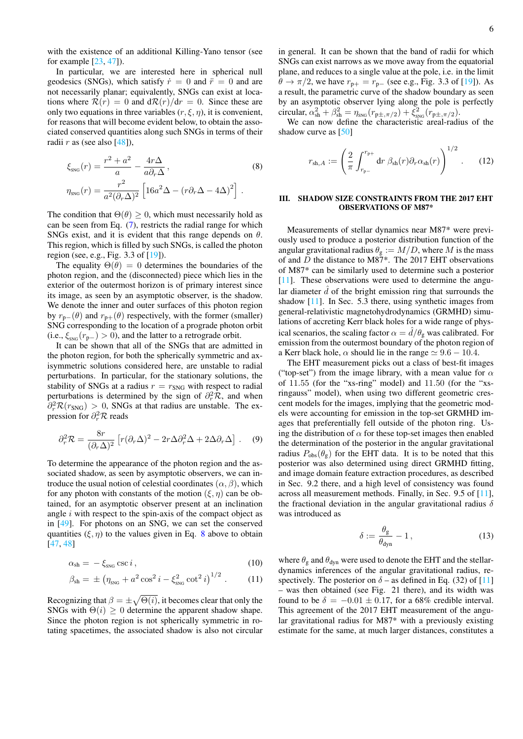with the existence of an additional Killing-Yano tensor (see for example [23, 47]).

In particular, we are interested here in spherical null geodesics (SNGs), which satisfy $\dot{r} = 0$ and $\ddot{r} = 0$ and are not necessarily planar; equivalently, SNGs can exist at locations where $\mathcal{R}(r) = 0$ and $\mathrm{d}\mathcal{R}(r)/\mathrm{d}r = 0$. Since these are only two equations in three variables $(r, \xi, \eta)$, it is convenient, for reasons that will become evident below, to obtain the associated conserved quantities along such SNGs in terms of their radii $r$ as (see also [48]),

$$
\begin{aligned}
\xi_{\text{SNG}}(r) &= \frac{r^2 + a^2}{a} - \frac{4r\Delta}{a\partial_r\Delta}\,, \\
\eta_{\text{SNG}}(r) &= \frac{r^2}{a^2(\partial_r\Delta)^2}\left[16a^2\Delta - (r\partial_r\Delta - 4\Delta)^2\right]\,.
\end{aligned}
\tag{8}
$$

The condition that $\Theta(\theta) \geq 0$, which must necessarily hold as can be seen from Eq. (7), restricts the radial range for which SNGs exist, and it is evident that this range depends on $\theta$. This region, which is filled by such SNGs, is called the photon region (see, e.g., Fig. 3.3 of [19]).

The equality $\Theta(\theta) = 0$ determines the boundaries of the photon region, and the (disconnected) piece which lies in the exterior of the outermost horizon is of primary interest since its image, as seen by an asymptotic observer, is the shadow. We denote the inner and outer surfaces of this photon region by $r_{\text{p}-}(\theta)$ and $r_{\text{p}+}(\theta)$ respectively, with the former (smaller) SNG corresponding to the location of a prograde photon orbit (i.e., $\xi_{\text{SNG}}(r_{\text{p}-}) > 0$), and the latter to a retrograde orbit.

It can be shown that all of the SNGs that are admitted in the photon region, for both the spherically symmetric and axisymmetric solutions considered here, are unstable to radial perturbations. In particular, for the stationary solutions, the stability of SNGs at a radius $r = r_{\text{SNG}}$ with respect to radial perturbations is determined by the sign of $\partial_r^2\mathcal{R}$, and when $\partial_r^2\mathcal{R}(r_{\text{SNG}}) > 0$, SNGs at that radius are unstable. The expression for $\partial_r^2\mathcal{R}$ reads

$$
\partial_r^2\mathcal{R} = \frac{8r}{(\partial_r\Delta)^2}\left[r(\partial_r\Delta)^2 - 2r\Delta\partial_r^2\Delta + 2\Delta\partial_r\Delta\right]\,. \tag{9}
$$

To determine the appearance of the photon region and the associated shadow, as seen by asymptotic observers, we can introduce the usual notion of celestial coordinates $(\alpha, \beta)$, which for any photon with constants of the motion $(\xi, \eta)$ can be obtained, for an asymptotic observer present at an inclination angle $i$ with respect to the spin-axis of the compact object as in [49]. For photons on an SNG, we can set the conserved quantities $(\xi, \eta)$ to the values given in Eq. 8 above to obtain [47, 48]

$$
\alpha_{\text{sh}} = -\,\xi_{\text{SNG}}\csc i\,, \tag{10}
$$

$$
\beta_{\text{sh}} = \pm\left(\eta_{\text{SNG}} + a^2\cos^2 i - \xi_{\text{SNG}}^2\cot^2 i\right)^{1/2}\,. \tag{11}
$$

Recognizing that $\beta = \pm\sqrt{\Theta(i)}$, it becomes clear that only the SNGs with $\Theta(i) \geq 0$ determine the apparent shadow shape. Since the photon region is not spherically symmetric in rotating spacetimes, the associated shadow is also not circular in general. It can be shown that the band of radii for which SNGs can exist narrows as we move away from the equatorial plane, and reduces to a single value at the pole, i.e. in the limit $\theta \to \pi/2$, we have $r_{\text{p}+} = r_{\text{p}-}$ (see e.g., Fig. 3.3 of [19]). As a result, the parametric curve of the shadow boundary as seen by an asymptotic observer lying along the pole is perfectly circular, $\alpha_{\text{sh}}^2 + \beta_{\text{sh}}^2 = \eta_{\text{SNG}}(r_{\text{p}\pm,\pi/2}) + \xi_{\text{SNG}}^2(r_{\text{p}\pm,\pi/2})$.

We can now define the characteristic areal-radius of the shadow curve as [50]

$$
r_{\text{sh},A} := \left(\frac{2}{\pi}\int_{r_{\text{p}-}}^{r_{\text{p}+}} \mathrm{d}r\;\beta_{\text{sh}}(r)\partial_r\alpha_{\text{sh}}(r)\right)^{1/2}\,. \tag{12}
$$

## III. SHADOW SIZE CONSTRAINTS FROM THE 2017 EHT OBSERVATIONS OF M87*

Measurements of stellar dynamics near M87* were previously used to produce a posterior distribution function of the angular gravitational radius $\theta_{\text{g}} := M/D$, where $M$ is the mass of and $D$ the distance to M87*. The 2017 EHT observations of M87* can be similarly used to determine such a posterior [11]. These observations were used to determine the angular diameter $\hat{d}$ of the bright emission ring that surrounds the shadow [11]. In Sec. 5.3 there, using synthetic images from general-relativistic magnetohydrodynamics (GRMHD) simulations of accreting Kerr black holes for a wide range of physical scenarios, the scaling factor $\alpha = \hat{d}/\theta_{\text{g}}$ was calibrated. For emission from the outermost boundary of the photon region of a Kerr black hole, $\alpha$ should lie in the range $\simeq 9.6 - 10.4$.

The EHT measurement picks out a class of best-fit images ("top-set") from the image library, with a mean value for $\alpha$ of 11.55 (for the "xs-ring" model) and 11.50 (for the "xs-ringauss" model), when using two different geometric crescent models for the images, implying that the geometric models were accounting for emission in the top-set GRMHD images that preferentially fell outside of the photon ring. Using the distribution of $\alpha$ for these top-set images then enabled the determination of the posterior in the angular gravitational radius $P_{\text{obs}}(\theta_{\text{g}})$ for the EHT data. It is to be noted that this posterior was also determined using direct GRMHD fitting, and image domain feature extraction procedures, as described in Sec. 9.2 there, and a high level of consistency was found across all measurement methods. Finally, in Sec. 9.5 of [11], the fractional deviation in the angular gravitational radius $\delta$ was introduced as

$$
\delta := \frac{\theta_{\text{g}}}{\theta_{\text{dyn}}} - 1\,, \tag{13}
$$

where $\theta_{\text{g}}$ and $\theta_{\text{dyn}}$ were used to denote the EHT and the stellar-dynamics inferences of the angular gravitational radius, respectively. The posterior on $\delta$ – as defined in Eq. (32) of [11] – was then obtained (see Fig. 21 there), and its width was found to be $\delta = -0.01 \pm 0.17$, for a 68% credible interval. This agreement of the 2017 EHT measurement of the angular gravitational radius for M87* with a previously existing estimate for the same, at much larger distances, constitutes a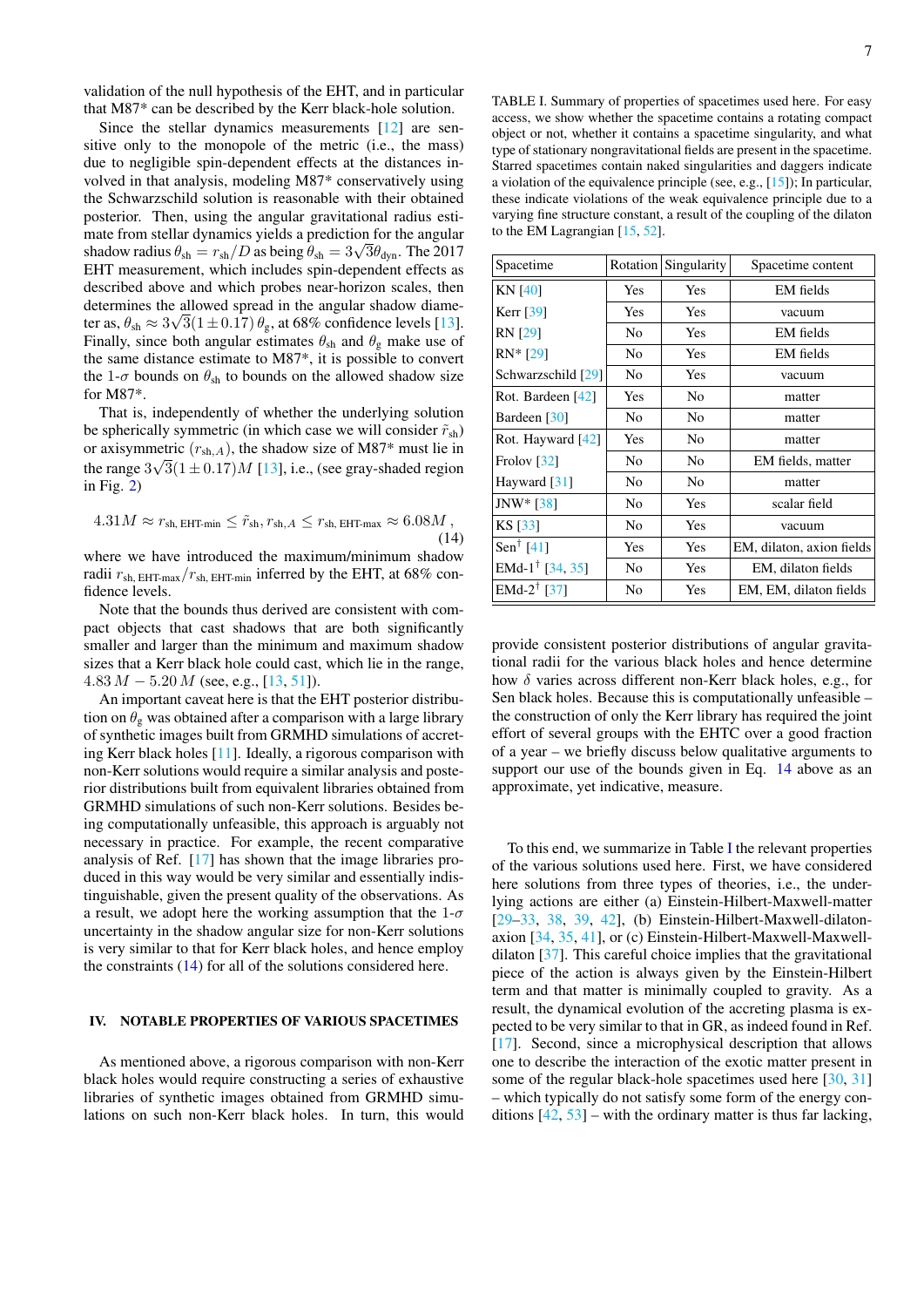validation of the null hypothesis of the EHT, and in particular that M87* can be described by the Kerr black-hole solution.

Since the stellar dynamics measurements [12] are sensitive only to the monopole of the metric (i.e., the mass) due to negligible spin-dependent effects at the distances involved in that analysis, modeling M87* conservatively using the Schwarzschild solution is reasonable with their obtained posterior. Then, using the angular gravitational radius estimate from stellar dynamics yields a prediction for the angular shadow radius $\theta_{\rm sh} = r_{\rm sh}/D$ as being $\theta_{\rm sh} = 3\sqrt{3}\theta_{\rm dyn}$. The 2017 EHT measurement, which includes spin-dependent effects as described above and which probes near-horizon scales, then determines the allowed spread in the angular shadow diameter as, $\theta_{\rm sh} \approx 3\sqrt{3}(1 \pm 0.17)\,\theta_{\rm g}$, at 68% confidence levels [13]. Finally, since both angular estimates $\theta_{\rm sh}$ and $\theta_{\rm g}$ make use of the same distance estimate to M87*, it is possible to convert the 1-$\sigma$ bounds on $\theta_{\rm sh}$ to bounds on the allowed shadow size for M87*.

That is, independently of whether the underlying solution be spherically symmetric (in which case we will consider $\tilde{r}_{\rm sh}$) or axisymmetric $(r_{{\rm sh},A})$, the shadow size of M87* must lie in the range $3\sqrt{3}(1 \pm 0.17)M$ [13], i.e., (see gray-shaded region in Fig. 2)

$$4.31M \approx r_{\text{sh, EHT-min}} \leq \tilde{r}_{\rm sh}, r_{{\rm sh},A} \leq r_{\text{sh, EHT-max}} \approx 6.08M\,, \tag{14}$$

where we have introduced the maximum/minimum shadow radii $r_{\text{sh, EHT-max}}/r_{\text{sh, EHT-min}}$ inferred by the EHT, at 68% confidence levels.

Note that the bounds thus derived are consistent with compact objects that cast shadows that are both significantly smaller and larger than the minimum and maximum shadow sizes that a Kerr black hole could cast, which lie in the range, $4.83\,M - 5.20\,M$ (see, e.g., [13, 51]).

An important caveat here is that the EHT posterior distribution on $\theta_{\rm g}$ was obtained after a comparison with a large library of synthetic images built from GRMHD simulations of accreting Kerr black holes [11]. Ideally, a rigorous comparison with non-Kerr solutions would require a similar analysis and posterior distributions built from equivalent libraries obtained from GRMHD simulations of such non-Kerr solutions. Besides being computationally unfeasible, this approach is arguably not necessary in practice. For example, the recent comparative analysis of Ref. [17] has shown that the image libraries produced in this way would be very similar and essentially indistinguishable, given the present quality of the observations. As a result, we adopt here the working assumption that the 1-$\sigma$ uncertainty in the shadow angular size for non-Kerr solutions is very similar to that for Kerr black holes, and hence employ the constraints (14) for all of the solutions considered here.

## IV. NOTABLE PROPERTIES OF VARIOUS SPACETIMES

As mentioned above, a rigorous comparison with non-Kerr black holes would require constructing a series of exhaustive libraries of synthetic images obtained from GRMHD simulations on such non-Kerr black holes. In turn, this would provide consistent posterior distributions of angular gravitational radii for the various black holes and hence determine how $\delta$ varies across different non-Kerr black holes, e.g., for Sen black holes. Because this is computationally unfeasible – the construction of only the Kerr library has required the joint effort of several groups with the EHTC over a good fraction of a year – we briefly discuss below qualitative arguments to support our use of the bounds given in Eq. 14 above as an approximate, yet indicative, measure.

TABLE I. Summary of properties of spacetimes used here. For easy access, we show whether the spacetime contains a rotating compact object or not, whether it contains a spacetime singularity, and what type of stationary nongravitational fields are present in the spacetime. Starred spacetimes contain naked singularities and daggers indicate a violation of the equivalence principle (see, e.g., [15]); In particular, these indicate violations of the weak equivalence principle due to a varying fine structure constant, a result of the coupling of the dilaton to the EM Lagrangian [15, 52].

| Spacetime | Rotation | Singularity | Spacetime content |
|---|---|---|---|
| KN [40] | Yes | Yes | EM fields |
| Kerr [39] | Yes | Yes | vacuum |
| RN [29] | No | Yes | EM fields |
| RN* [29] | No | Yes | EM fields |
| Schwarzschild [29] | No | Yes | vacuum |
| Rot. Bardeen [42] | Yes | No | matter |
| Bardeen [30] | No | No | matter |
| Rot. Hayward [42] | Yes | No | matter |
| Frolov [32] | No | No | EM fields, matter |
| Hayward [31] | No | No | matter |
| JNW* [38] | No | Yes | scalar field |
| KS [33] | No | Yes | vacuum |
| Sen† [41] | Yes | Yes | EM, dilaton, axion fields |
| EMd-1† [34, 35] | No | Yes | EM, dilaton fields |
| EMd-2† [37] | No | Yes | EM, EM, dilaton fields |

To this end, we summarize in Table I the relevant properties of the various solutions used here. First, we have considered here solutions from three types of theories, i.e., the underlying actions are either (a) Einstein-Hilbert-Maxwell-matter [29–33, 38, 39, 42], (b) Einstein-Hilbert-Maxwell-dilaton-axion [34, 35, 41], or (c) Einstein-Hilbert-Maxwell-Maxwell-dilaton [37]. This careful choice implies that the gravitational piece of the action is always given by the Einstein-Hilbert term and that matter is minimally coupled to gravity. As a result, the dynamical evolution of the accreting plasma is expected to be very similar to that in GR, as indeed found in Ref. [17]. Second, since a microphysical description that allows one to describe the interaction of the exotic matter present in some of the regular black-hole spacetimes used here [30, 31] – which typically do not satisfy some form of the energy conditions [42, 53] – with the ordinary matter is thus far lacking,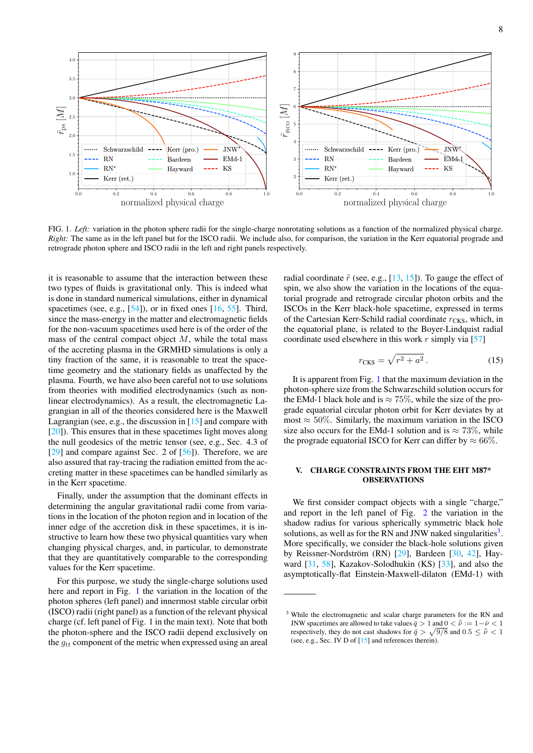FIG. 1. *Left:* variation in the photon sphere radii for the single-charge nonrotating solutions as a function of the normalized physical charge. *Right:* The same as in the left panel but for the ISCO radii. We include also, for comparison, the variation in the Kerr equatorial prograde and retrograde photon sphere and ISCO radii in the left and right panels respectively.

it is reasonable to assume that the interaction between these two types of fluids is gravitational only. This is indeed what is done in standard numerical simulations, either in dynamical spacetimes (see, e.g., [54]), or in fixed ones [16, 55]. Third, since the mass-energy in the matter and electromagnetic fields for the non-vacuum spacetimes used here is of the order of the mass of the central compact object $M$, while the total mass of the accreting plasma in the GRMHD simulations is only a tiny fraction of the same, it is reasonable to treat the spacetime geometry and the stationary fields as unaffected by the plasma. Fourth, we have also been careful not to use solutions from theories with modified electrodynamics (such as nonlinear electrodynamics). As a result, the electromagnetic Lagrangian in all of the theories considered here is the Maxwell Lagrangian (see, e.g., the discussion in [15] and compare with [20]). This ensures that in these spacetimes light moves along the null geodesics of the metric tensor (see, e.g., Sec. 4.3 of [29] and compare against Sec. 2 of [56]). Therefore, we are also assured that ray-tracing the radiation emitted from the accreting matter in these spacetimes can be handled similarly as in the Kerr spacetime.

Finally, under the assumption that the dominant effects in determining the angular gravitational radii come from variations in the location of the photon region and in location of the inner edge of the accretion disk in these spacetimes, it is instructive to learn how these two physical quantities vary when changing physical charges, and, in particular, to demonstrate that they are quantitatively comparable to the corresponding values for the Kerr spacetime.

For this purpose, we study the single-charge solutions used here and report in Fig. 1 the variation in the location of the photon spheres (left panel) and innermost stable circular orbit (ISCO) radii (right panel) as a function of the relevant physical charge (cf. left panel of Fig. 1 in the main text). Note that both the photon-sphere and the ISCO radii depend exclusively on the $g_{tt}$ component of the metric when expressed using an areal radial coordinate $\tilde{r}$ (see, e.g., [13, 15]). To gauge the effect of spin, we also show the variation in the locations of the equatorial prograde and retrograde circular photon orbits and the ISCOs in the Kerr black-hole spacetime, expressed in terms of the Cartesian Kerr-Schild radial coordinate $r_{\rm CKS}$, which, in the equatorial plane, is related to the Boyer-Lindquist radial coordinate used elsewhere in this work $r$ simply via [57]

$$r_{\rm CKS} = \sqrt{r^2 + a^2}\,. \tag{15}$$

It is apparent from Fig. 1 that the maximum deviation in the photon-sphere size from the Schwarzschild solution occurs for the EMd-1 black hole and is $\approx 75\%$, while the size of the prograde equatorial circular photon orbit for Kerr deviates by at most $\approx 50\%$. Similarly, the maximum variation in the ISCO size also occurs for the EMd-1 solution and is $\approx 73\%$, while the prograde equatorial ISCO for Kerr can differ by $\approx 66\%$.

## V. CHARGE CONSTRAINTS FROM THE EHT M87* OBSERVATIONS

We first consider compact objects with a single "charge," and report in the left panel of Fig. 2 the variation in the shadow radius for various spherically symmetric black hole solutions, as well as for the RN and JNW naked singularities[3]. More specifically, we consider the black-hole solutions given by Reissner-Nordström (RN) [29], Bardeen [30, 42], Hayward [31, 58], Kazakov-Solodhukin (KS) [33], and also the asymptotically-flat Einstein-Maxwell-dilaton (EMd-1) with

[3] While the electromagnetic and scalar charge parameters for the RN and JNW spacetimes are allowed to take values $\bar{q} > 1$ and $0 < \hat{\bar{\nu}} := 1 - \bar{\nu} < 1$ respectively, they do not cast shadows for $\bar{q} > \sqrt{9/8}$ and $0.5 \leq \hat{\bar{\nu}} < 1$ (see, e.g., Sec. IV D of [15] and references therein).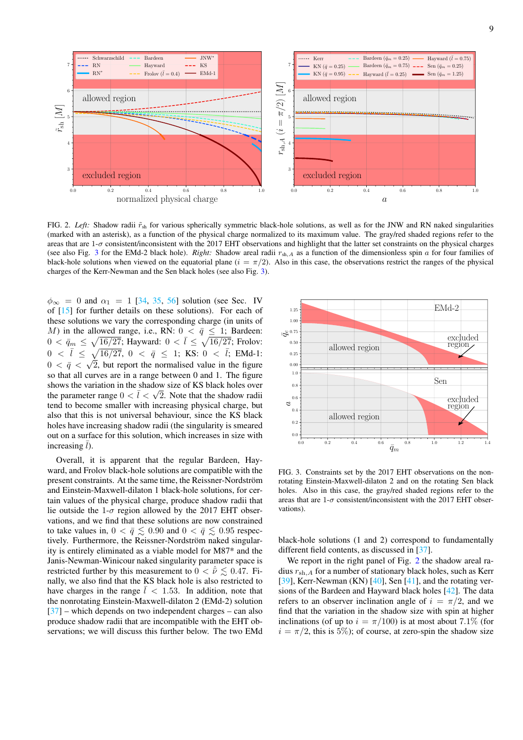FIG. 2. *Left:* Shadow radii $\tilde{r}_{\rm sh}$ for various spherically symmetric black-hole solutions, as well as for the JNW and RN naked singularities (marked with an asterisk), as a function of the physical charge normalized to its maximum value. The gray/red shaded regions refer to the areas that are 1-$\sigma$ consistent/inconsistent with the 2017 EHT observations and highlight that the latter set constraints on the physical charges (see also Fig. 3 for the EMd-2 black hole). *Right:* Shadow areal radii $r_{{\rm sh},A}$ as a function of the dimensionless spin $a$ for four families of black-hole solutions when viewed on the equatorial plane ($i = \pi/2$). Also in this case, the observations restrict the ranges of the physical charges of the Kerr-Newman and the Sen black holes (see also Fig. 3).

$\phi_\infty = 0$ and $\alpha_1 = 1$ [34, 35, 56] solution (see Sec. IV of [15] for further details on these solutions). For each of these solutions we vary the corresponding charge (in units of $M$) in the allowed range, i.e., RN: $0 < \bar{q} \leq 1$; Bardeen: $0 < \bar{q}_m \leq \sqrt{16/27}$; Hayward: $0 < \bar{l} \leq \sqrt{16/27}$; Frolov: $0 < \bar{l} \leq \sqrt{16/27}$, $0 < \bar{q} \leq 1$; KS: $0 < \bar{l}$; EMd-1: $0 < \bar{q} < \sqrt{2}$, but report the normalised value in the figure so that all curves are in a range between 0 and 1. The figure shows the variation in the shadow size of KS black holes over the parameter range $0 < \bar{l} < \sqrt{2}$. Note that the shadow radii tend to become smaller with increasing physical charge, but also that this is not universal behaviour, since the KS black holes have increasing shadow radii (the singularity is smeared out on a surface for this solution, which increases in size with increasing $\bar{l}$).

Overall, it is apparent that the regular Bardeen, Hayward, and Frolov black-hole solutions are compatible with the present constraints. At the same time, the Reissner-Nordström and Einstein-Maxwell-dilaton 1 black-hole solutions, for certain values of the physical charge, produce shadow radii that lie outside the 1-$\sigma$ region allowed by the 2017 EHT observations, and we find that these solutions are now constrained to take values in, $0 < \bar{q} \lesssim 0.90$ and $0 < \bar{q} \lesssim 0.95$ respectively. Furthermore, the Reissner-Nordström naked singularity is entirely eliminated as a viable model for M87* and the Janis-Newman-Winicour naked singularity parameter space is restricted further by this measurement to $0 < \bar{\nu} \lesssim 0.47$. Finally, we also find that the KS black hole is also restricted to have charges in the range $\bar{l} < 1.53$. In addition, note that the nonrotating Einstein-Maxwell-dilaton 2 (EMd-2) solution [37] – which depends on two independent charges – can also produce shadow radii that are incompatible with the EHT observations; we will discuss this further below. The two EMd black-hole solutions (1 and 2) correspond to fundamentally different field contents, as discussed in [37].

FIG. 3. Constraints set by the 2017 EHT observations on the non-rotating Einstein-Maxwell-dilaton 2 and on the rotating Sen black holes. Also in this case, the gray/red shaded regions refer to the areas that are 1-$\sigma$ consistent/inconsistent with the 2017 EHT observations).

We report in the right panel of Fig. 2 the shadow areal radius $r_{{\rm sh},A}$ for a number of stationary black holes, such as Kerr [39], Kerr-Newman (KN) [40], Sen [41], and the rotating versions of the Bardeen and Hayward black holes [42]. The data refers to an observer inclination angle of $i = \pi/2$, and we find that the variation in the shadow size with spin at higher inclinations (of up to $i = \pi/100$) is at most about 7.1% (for $i = \pi/2$, this is 5%); of course, at zero-spin the shadow size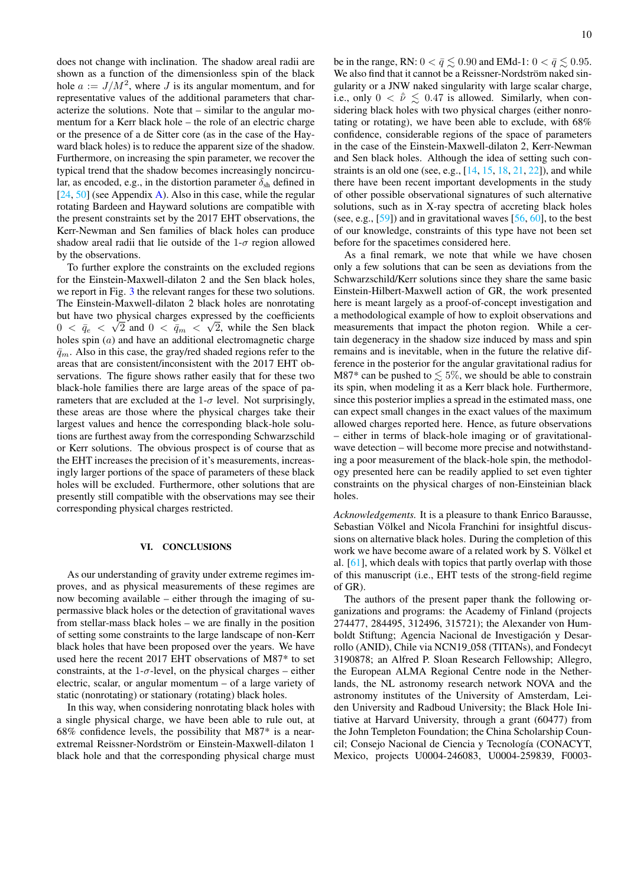does not change with inclination. The shadow areal radii are shown as a function of the dimensionless spin of the black hole $a := J/M^2$, where $J$ is its angular momentum, and for representative values of the additional parameters that characterize the solutions. Note that – similar to the angular momentum for a Kerr black hole – the role of an electric charge or the presence of a de Sitter core (as in the case of the Hayward black holes) is to reduce the apparent size of the shadow. Furthermore, on increasing the spin parameter, we recover the typical trend that the shadow becomes increasingly noncircular, as encoded, e.g., in the distortion parameter $\delta_{\rm sh}$ defined in [24, 50] (see Appendix A). Also in this case, while the regular rotating Bardeen and Hayward solutions are compatible with the present constraints set by the 2017 EHT observations, the Kerr-Newman and Sen families of black holes can produce shadow areal radii that lie outside of the 1-$\sigma$ region allowed by the observations.

To further explore the constraints on the excluded regions for the Einstein-Maxwell-dilaton 2 and the Sen black holes, we report in Fig. 3 the relevant ranges for these two solutions. The Einstein-Maxwell-dilaton 2 black holes are nonrotating but have two physical charges expressed by the coefficients $0 < \bar{q}_e < \sqrt{2}$ and $0 < \bar{q}_m < \sqrt{2}$, while the Sen black holes spin ($a$) and have an additional electromagnetic charge $\bar{q}_m$. Also in this case, the gray/red shaded regions refer to the areas that are consistent/inconsistent with the 2017 EHT observations. The figure shows rather easily that for these two black-hole families there are large areas of the space of parameters that are excluded at the 1-$\sigma$ level. Not surprisingly, these areas are those where the physical charges take their largest values and hence the corresponding black-hole solutions are furthest away from the corresponding Schwarzschild or Kerr solutions. The obvious prospect is of course that as the EHT increases the precision of it's measurements, increasingly larger portions of the space of parameters of these black holes will be excluded. Furthermore, other solutions that are presently still compatible with the observations may see their corresponding physical charges restricted.

## VI. CONCLUSIONS

As our understanding of gravity under extreme regimes improves, and as physical measurements of these regimes are now becoming available – either through the imaging of supermassive black holes or the detection of gravitational waves from stellar-mass black holes – we are finally in the position of setting some constraints to the large landscape of non-Kerr black holes that have been proposed over the years. We have used here the recent 2017 EHT observations of M87* to set constraints, at the 1-$\sigma$-level, on the physical charges – either electric, scalar, or angular momentum – of a large variety of static (nonrotating) or stationary (rotating) black holes.

In this way, when considering nonrotating black holes with a single physical charge, we have been able to rule out, at 68% confidence levels, the possibility that M87* is a near-extremal Reissner-Nordström or Einstein-Maxwell-dilaton 1 black hole and that the corresponding physical charge must be in the range, RN: $0 < \bar{q} \lesssim 0.90$ and EMd-1: $0 < \bar{q} \lesssim 0.95$. We also find that it cannot be a Reissner-Nordström naked singularity or a JNW naked singularity with large scalar charge, i.e., only $0 < \hat{\bar{\nu}} \lesssim 0.47$ is allowed. Similarly, when considering black holes with two physical charges (either nonrotating or rotating), we have been able to exclude, with 68% confidence, considerable regions of the space of parameters in the case of the Einstein-Maxwell-dilaton 2, Kerr-Newman and Sen black holes. Although the idea of setting such constraints is an old one (see, e.g., [14, 15, 18, 21, 22]), and while there have been recent important developments in the study of other possible observational signatures of such alternative solutions, such as in X-ray spectra of accreting black holes (see, e.g., [59]) and in gravitational waves [56, 60], to the best of our knowledge, constraints of this type have not been set before for the spacetimes considered here.

As a final remark, we note that while we have chosen only a few solutions that can be seen as deviations from the Schwarzschild/Kerr solutions since they share the same basic Einstein-Hilbert-Maxwell action of GR, the work presented here is meant largely as a proof-of-concept investigation and a methodological example of how to exploit observations and measurements that impact the photon region. While a certain degeneracy in the shadow size induced by mass and spin remains and is inevitable, when in the future the relative difference in the posterior for the angular gravitational radius for M87* can be pushed to $\lesssim 5\%$, we should be able to constrain its spin, when modeling it as a Kerr black hole. Furthermore, since this posterior implies a spread in the estimated mass, one can expect small changes in the exact values of the maximum allowed charges reported here. Hence, as future observations – either in terms of black-hole imaging or of gravitational-wave detection – will become more precise and notwithstanding a poor measurement of the black-hole spin, the methodology presented here can be readily applied to set even tighter constraints on the physical charges of non-Einsteinian black holes.

*Acknowledgements.* It is a pleasure to thank Enrico Barausse, Sebastian Völkel and Nicola Franchini for insightful discussions on alternative black holes. During the completion of this work we have become aware of a related work by S. Völkel et al. [61], which deals with topics that partly overlap with those of this manuscript (i.e., EHT tests of the strong-field regime of GR).

The authors of the present paper thank the following organizations and programs: the Academy of Finland (projects 274477, 284495, 312496, 315721); the Alexander von Humboldt Stiftung; Agencia Nacional de Investigación y Desarrollo (ANID), Chile via NCN19_058 (TITANs), and Fondecyt 3190878; an Alfred P. Sloan Research Fellowship; Allegro, the European ALMA Regional Centre node in the Netherlands, the NL astronomy research network NOVA and the astronomy institutes of the University of Amsterdam, Leiden University and Radboud University; the Black Hole Initiative at Harvard University, through a grant (60477) from the John Templeton Foundation; the China Scholarship Council; Consejo Nacional de Ciencia y Tecnología (CONACYT, Mexico, projects U0004-246083, U0004-259839, F0003-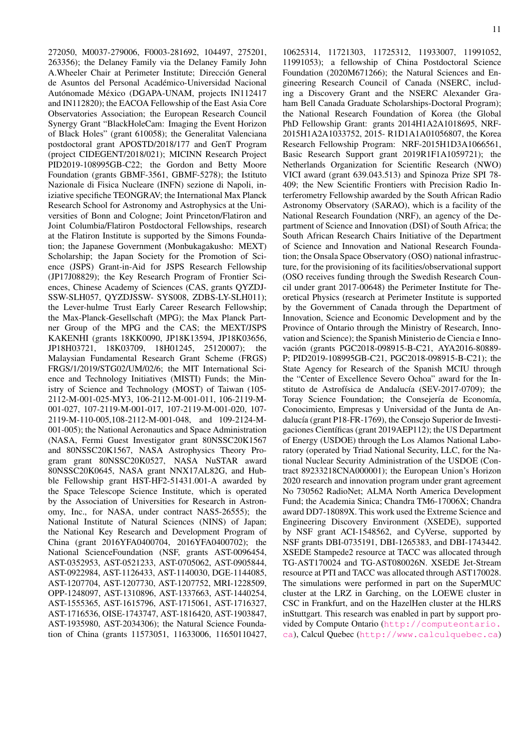272050, M0037-279006, F0003-281692, 104497, 275201, 263356); the Delaney Family via the Delaney Family John A.Wheeler Chair at Perimeter Institute; Dirección General de Asuntos del Personal Académico-Universidad Nacional Autónomade México (DGAPA-UNAM, projects IN112417 and IN112820); the EACOA Fellowship of the East Asia Core Observatories Association; the European Research Council Synergy Grant "BlackHoleCam: Imaging the Event Horizon of Black Holes" (grant 610058); the Generalitat Valenciana postdoctoral grant APOSTD/2018/177 and GenT Program (project CIDEGENT/2018/021); MICINN Research Project PID2019-108995GB-C22; the Gordon and Betty Moore Foundation (grants GBMF-3561, GBMF-5278); the Istituto Nazionale di Fisica Nucleare (INFN) sezione di Napoli, iniziative specifiche TEONGRAV; the International Max Planck Research School for Astronomy and Astrophysics at the Universities of Bonn and Cologne; Joint Princeton/Flatiron and Joint Columbia/Flatiron Postdoctoral Fellowships, research at the Flatiron Institute is supported by the Simons Foundation; the Japanese Government (Monbukagakusho: MEXT) Scholarship; the Japan Society for the Promotion of Science (JSPS) Grant-in-Aid for JSPS Research Fellowship (JP17J08829); the Key Research Program of Frontier Sciences, Chinese Academy of Sciences (CAS, grants QYZDJ-SSW-SLH057, QYZDJSSW- SYS008, ZDBS-LY-SLH011); the Lever-hulme Trust Early Career Research Fellowship; the Max-Planck-Gesellschaft (MPG); the Max Planck Partner Group of the MPG and the CAS; the MEXT/JSPS KAKENHI (grants 18KK0090, JP18K13594, JP18K03656, JP18H03721, 18K03709, 18H01245, 25120007); the Malaysian Fundamental Research Grant Scheme (FRGS) FRGS/1/2019/STG02/UM/02/6; the MIT International Science and Technology Initiatives (MISTI) Funds; the Ministry of Science and Technology (MOST) of Taiwan (105-2112-M-001-025-MY3, 106-2112-M-001-011, 106-2119-M-001-027, 107-2119-M-001-017, 107-2119-M-001-020, 107-2119-M-110-005,108-2112-M-001-048, and 109-2124-M-001-005); the National Aeronautics and Space Administration (NASA, Fermi Guest Investigator grant 80NSSC20K1567 and 80NSSC20K1567, NASA Astrophysics Theory Program grant 80NSSC20K0527, NASA NuSTAR award 80NSSC20K0645, NASA grant NNX17AL82G, and Hubble Fellowship grant HST-HF2-51431.001-A awarded by the Space Telescope Science Institute, which is operated by the Association of Universities for Research in Astronomy, Inc., for NASA, under contract NAS5-26555); the National Institute of Natural Sciences (NINS) of Japan; the National Key Research and Development Program of China (grant 2016YFA0400704, 2016YFA0400702); the National ScienceFoundation (NSF, grants AST-0096454, AST-0352953, AST-0521233, AST-0705062, AST-0905844, AST-0922984, AST-1126433, AST-1140030, DGE-1144085, AST-1207704, AST-1207730, AST-1207752, MRI-1228509, OPP-1248097, AST-1310896, AST-1337663, AST-1440254, AST-1555365, AST-1615796, AST-1715061, AST-1716327, AST-1716536, OISE-1743747, AST-1816420, AST-1903847, AST-1935980, AST-2034306); the Natural Science Foundation of China (grants 11573051, 11633006, 11650110427, 10625314, 11721303, 11725312, 11933007, 11991052, 11991053); a fellowship of China Postdoctoral Science Foundation (2020M671266); the Natural Sciences and Engineering Research Council of Canada (NSERC, including a Discovery Grant and the NSERC Alexander Graham Bell Canada Graduate Scholarships-Doctoral Program); the National Research Foundation of Korea (the Global PhD Fellowship Grant: grants 2014H1A2A1018695, NRF-2015H1A2A1033752, 2015- R1D1A1A01056807, the Korea Research Fellowship Program: NRF-2015H1D3A1066561, Basic Research Support grant 2019R1F1A1059721); the Netherlands Organization for Scientific Research (NWO) VICI award (grant 639.043.513) and Spinoza Prize SPI 78-409; the New Scientific Frontiers with Precision Radio Interferometry Fellowship awarded by the South African Radio Astronomy Observatory (SARAO), which is a facility of the National Research Foundation (NRF), an agency of the Department of Science and Innovation (DSI) of South Africa; the South African Research Chairs Initiative of the Department of Science and Innovation and National Research Foundation; the Onsala Space Observatory (OSO) national infrastructure, for the provisioning of its facilities/observational support (OSO receives funding through the Swedish Research Council under grant 2017-00648) the Perimeter Institute for Theoretical Physics (research at Perimeter Institute is supported by the Government of Canada through the Department of Innovation, Science and Economic Development and by the Province of Ontario through the Ministry of Research, Innovation and Science); the Spanish Ministerio de Ciencia e Innovación (grants PGC2018-098915-B-C21, AYA2016-80889-P; PID2019-108995GB-C21, PGC2018-098915-B-C21); the State Agency for Research of the Spanish MCIU through the "Center of Excellence Severo Ochoa" award for the Instituto de Astrofísica de Andalucía (SEV-2017-0709); the Toray Science Foundation; the Consejería de Economía, Conocimiento, Empresas y Universidad of the Junta de Andalucía (grant P18-FR-1769), the Consejo Superior de Investigaciones Científicas (grant 2019AEP112); the US Department of Energy (USDOE) through the Los Alamos National Laboratory (operated by Triad National Security, LLC, for the National Nuclear Security Administration of the USDOE (Contract 89233218CNA000001); the European Union's Horizon 2020 research and innovation program under grant agreement No 730562 RadioNet; ALMA North America Development Fund; the Academia Sinica; Chandra TM6-17006X; Chandra award DD7-18089X. This work used the Extreme Science and Engineering Discovery Environment (XSEDE), supported by NSF grant ACI-1548562, and CyVerse, supported by NSF grants DBI-0735191, DBI-1265383, and DBI-1743442. XSEDE Stampede2 resource at TACC was allocated through TG-AST170024 and TG-AST080026N. XSEDE Jet-Stream resource at PTI and TACC was allocated through AST170028. The simulations were performed in part on the SuperMUC cluster at the LRZ in Garching, on the LOEWE cluster in CSC in Frankfurt, and on the HazelHen cluster at the HLRS inStuttgart. This research was enabled in part by support provided by Compute Ontario (http://computeontario.ca), Calcul Quebec (http://www.calculquebec.ca)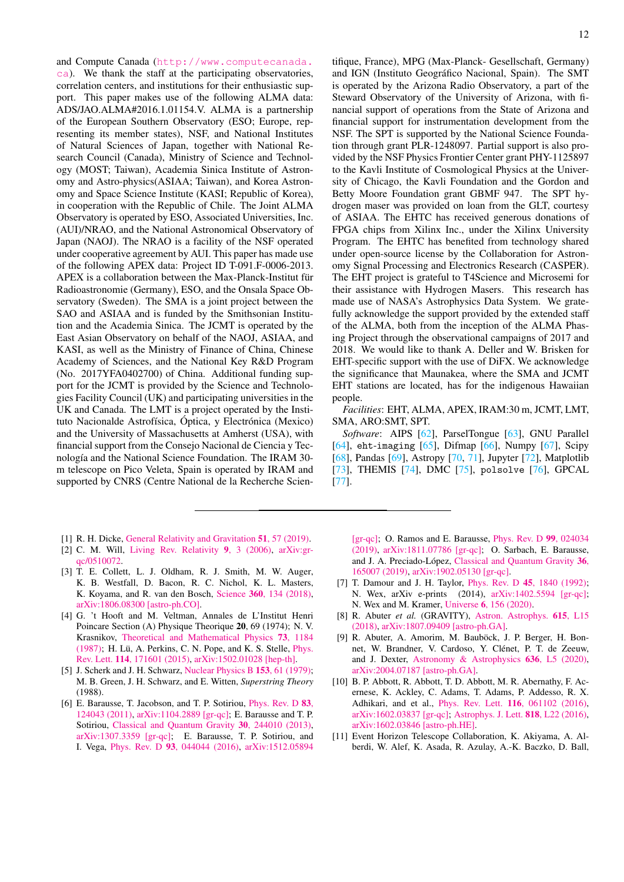and Compute Canada (http://www.computecanada.ca). We thank the staff at the participating observatories, correlation centers, and institutions for their enthusiastic support. This paper makes use of the following ALMA data: ADS/JAO.ALMA#2016.1.01154.V. ALMA is a partnership of the European Southern Observatory (ESO; Europe, representing its member states), NSF, and National Institutes of Natural Sciences of Japan, together with National Research Council (Canada), Ministry of Science and Technology (MOST; Taiwan), Academia Sinica Institute of Astronomy and Astro-physics(ASIAA; Taiwan), and Korea Astronomy and Space Science Institute (KASI; Republic of Korea), in cooperation with the Republic of Chile. The Joint ALMA Observatory is operated by ESO, Associated Universities, Inc. (AUI)/NRAO, and the National Astronomical Observatory of Japan (NAOJ). The NRAO is a facility of the NSF operated under cooperative agreement by AUI. This paper has made use of the following APEX data: Project ID T-091.F-0006-2013. APEX is a collaboration between the Max-Planck-Institut für Radioastronomie (Germany), ESO, and the Onsala Space Observatory (Sweden). The SMA is a joint project between the SAO and ASIAA and is funded by the Smithsonian Institution and the Academia Sinica. The JCMT is operated by the East Asian Observatory on behalf of the NAOJ, ASIAA, and KASI, as well as the Ministry of Finance of China, Chinese Academy of Sciences, and the National Key R&D Program (No. 2017YFA0402700) of China. Additional funding support for the JCMT is provided by the Science and Technologies Facility Council (UK) and participating universities in the UK and Canada. The LMT is a project operated by the Instituto Nacionalde Astrofísica, Óptica, y Electrónica (Mexico) and the University of Massachusetts at Amherst (USA), with financial support from the Consejo Nacional de Ciencia y Tecnología and the National Science Foundation. The IRAM 30-m telescope on Pico Veleta, Spain is operated by IRAM and supported by CNRS (Centre National de la Recherche Scientifique, France), MPG (Max-Planck- Gesellschaft, Germany) and IGN (Instituto Geográfico Nacional, Spain). The SMT is operated by the Arizona Radio Observatory, a part of the Steward Observatory of the University of Arizona, with financial support of operations from the State of Arizona and financial support for instrumentation development from the NSF. The SPT is supported by the National Science Foundation through grant PLR-1248097. Partial support is also provided by the NSF Physics Frontier Center grant PHY-1125897 to the Kavli Institute of Cosmological Physics at the University of Chicago, the Kavli Foundation and the Gordon and Betty Moore Foundation grant GBMF 947. The SPT hydrogen maser was provided on loan from the GLT, courtesy of ASIAA. The EHTC has received generous donations of FPGA chips from Xilinx Inc., under the Xilinx University Program. The EHTC has benefited from technology shared under open-source license by the Collaboration for Astronomy Signal Processing and Electronics Research (CASPER). The EHT project is grateful to T4Science and Microsemi for their assistance with Hydrogen Masers. This research has made use of NASA's Astrophysics Data System. We gratefully acknowledge the support provided by the extended staff of the ALMA, both from the inception of the ALMA Phasing Project through the observational campaigns of 2017 and 2018. We would like to thank A. Deller and W. Brisken for EHT-specific support with the use of DiFX. We acknowledge the significance that Maunakea, where the SMA and JCMT EHT stations are located, has for the indigenous Hawaiian people.

*Facilities*: EHT, ALMA, APEX, IRAM:30 m, JCMT, LMT, SMA, ARO:SMT, SPT.

*Software*: AIPS [62], ParselTongue [63], GNU Parallel [64], `eht-imaging` [65], Difmap [66], Numpy [67], Scipy [68], Pandas [69], Astropy [70, 71], Jupyter [72], Matplotlib [73], THEMIS [74], DMC [75], `polsolve` [76], GPCAL [77].

---

[1] R. H. Dicke, General Relativity and Gravitation **51**, 57 (2019).

[2] C. M. Will, Living Rev. Relativity **9**, 3 (2006), arXiv:gr-qc/0510072.

[3] T. E. Collett, L. J. Oldham, R. J. Smith, M. W. Auger, K. B. Westfall, D. Bacon, R. C. Nichol, K. L. Masters, K. Koyama, and R. van den Bosch, Science **360**, 134 (2018), arXiv:1806.08300 [astro-ph.CO].

[4] G. 't Hooft and M. Veltman, Annales de L'Institut Henri Poincare Section (A) Physique Theorique **20**, 69 (1974); N. V. Krasnikov, Theoretical and Mathematical Physics **73**, 1184 (1987); H. Lü, A. Perkins, C. N. Pope, and K. S. Stelle, Phys. Rev. Lett. **114**, 171601 (2015), arXiv:1502.01028 [hep-th].

[5] J. Scherk and J. H. Schwarz, Nuclear Physics B **153**, 61 (1979); M. B. Green, J. H. Schwarz, and E. Witten, *Superstring Theory* (1988).

[6] E. Barausse, T. Jacobson, and T. P. Sotiriou, Phys. Rev. D **83**, 124043 (2011), arXiv:1104.2889 [gr-qc]; E. Barausse and T. P. Sotiriou, Classical and Quantum Gravity **30**, 244010 (2013), arXiv:1307.3359 [gr-qc]; E. Barausse, T. P. Sotiriou, and I. Vega, Phys. Rev. D **93**, 044044 (2016), arXiv:1512.05894 [gr-qc]; O. Ramos and E. Barausse, Phys. Rev. D **99**, 024034 (2019), arXiv:1811.07786 [gr-qc]; O. Sarbach, E. Barausse, and J. A. Preciado-López, Classical and Quantum Gravity **36**, 165007 (2019), arXiv:1902.05130 [gr-qc].

[7] T. Damour and J. H. Taylor, Phys. Rev. D **45**, 1840 (1992); N. Wex, arXiv e-prints (2014), arXiv:1402.5594 [gr-qc]; N. Wex and M. Kramer, Universe **6**, 156 (2020).

[8] R. Abuter *et al.* (GRAVITY), Astron. Astrophys. **615**, L15 (2018), arXiv:1807.09409 [astro-ph.GA].

[9] R. Abuter, A. Amorim, M. Bauböck, J. P. Berger, H. Bonnet, W. Brandner, V. Cardoso, Y. Clénet, P. T. de Zeeuw, and J. Dexter, Astronomy & Astrophysics **636**, L5 (2020), arXiv:2004.07187 [astro-ph.GA].

[10] B. P. Abbott, R. Abbott, T. D. Abbott, M. R. Abernathy, F. Acernese, K. Ackley, C. Adams, T. Adams, P. Addesso, R. X. Adhikari, and et al., Phys. Rev. Lett. **116**, 061102 (2016), arXiv:1602.03837 [gr-qc]; Astrophys. J. Lett. **818**, L22 (2016), arXiv:1602.03846 [astro-ph.HE].

[11] Event Horizon Telescope Collaboration, K. Akiyama, A. Alberdi, W. Alef, K. Asada, R. Azulay, A.-K. Baczko, D. Ball,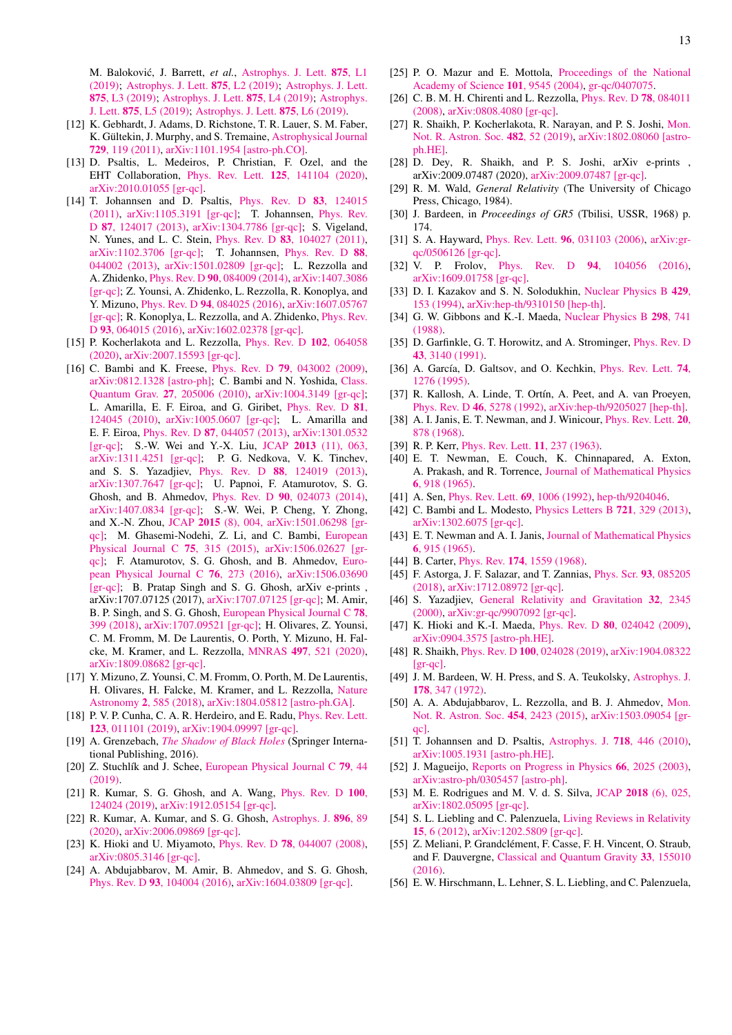M. Baloković, J. Barrett, *et al.*, Astrophys. J. Lett. **875**, L1 (2019); Astrophys. J. Lett. **875**, L2 (2019); Astrophys. J. Lett. **875**, L3 (2019); Astrophys. J. Lett. **875**, L4 (2019); Astrophys. J. Lett. **875**, L5 (2019); Astrophys. J. Lett. **875**, L6 (2019).

[12] K. Gebhardt, J. Adams, D. Richstone, T. R. Lauer, S. M. Faber, K. Gültekin, J. Murphy, and S. Tremaine, Astrophysical Journal **729**, 119 (2011), arXiv:1101.1954 [astro-ph.CO].

[13] D. Psaltis, L. Medeiros, P. Christian, F. Ozel, and the EHT Collaboration, Phys. Rev. Lett. **125**, 141104 (2020), arXiv:2010.01055 [gr-qc].

[14] T. Johannsen and D. Psaltis, Phys. Rev. D **83**, 124015 (2011), arXiv:1105.3191 [gr-qc]; T. Johannsen, Phys. Rev. D **87**, 124017 (2013), arXiv:1304.7786 [gr-qc]; S. Vigeland, N. Yunes, and L. C. Stein, Phys. Rev. D **83**, 104027 (2011), arXiv:1102.3706 [gr-qc]; T. Johannsen, Phys. Rev. D **88**, 044002 (2013), arXiv:1501.02809 [gr-qc]; L. Rezzolla and A. Zhidenko, Phys. Rev. D **90**, 084009 (2014), arXiv:1407.3086 [gr-qc]; Z. Younsi, A. Zhidenko, L. Rezzolla, R. Konoplya, and Y. Mizuno, Phys. Rev. D **94**, 084025 (2016), arXiv:1607.05767 [gr-qc]; R. Konoplya, L. Rezzolla, and A. Zhidenko, Phys. Rev. D **93**, 064015 (2016), arXiv:1602.02378 [gr-qc].

[15] P. Kocherlakota and L. Rezzolla, Phys. Rev. D **102**, 064058 (2020), arXiv:2007.15593 [gr-qc].

[16] C. Bambi and K. Freese, Phys. Rev. D **79**, 043002 (2009), arXiv:0812.1328 [astro-ph]; C. Bambi and N. Yoshida, Class. Quantum Grav. **27**, 205006 (2010), arXiv:1004.3149 [gr-qc]; L. Amarilla, E. F. Eiroa, and G. Giribet, Phys. Rev. D **81**, 124045 (2010), arXiv:1005.0607 [gr-qc]; L. Amarilla and E. F. Eiroa, Phys. Rev. D **87**, 044057 (2013), arXiv:1301.0532 [gr-qc]; S.-W. Wei and Y.-X. Liu, JCAP **2013** (11), 063, arXiv:1311.4251 [gr-qc]; P. G. Nedkova, V. K. Tinchev, and S. S. Yazadjiev, Phys. Rev. D **88**, 124019 (2013), arXiv:1307.7647 [gr-qc]; U. Papnoi, F. Atamurotov, S. G. Ghosh, and B. Ahmedov, Phys. Rev. D **90**, 024073 (2014), arXiv:1407.0834 [gr-qc]; S.-W. Wei, P. Cheng, Y. Zhong, and X.-N. Zhou, JCAP **2015** (8), 004, arXiv:1501.06298 [gr-qc]; M. Ghasemi-Nodehi, Z. Li, and C. Bambi, European Physical Journal C **75**, 315 (2015), arXiv:1506.02627 [gr-qc]; F. Atamurotov, S. G. Ghosh, and B. Ahmedov, European Physical Journal C **76**, 273 (2016), arXiv:1506.03690 [gr-qc]; B. Pratap Singh and S. G. Ghosh, arXiv e-prints , arXiv:1707.07125 (2017), arXiv:1707.07125 [gr-qc]; M. Amir, B. P. Singh, and S. G. Ghosh, European Physical Journal C **78**, 399 (2018), arXiv:1707.09521 [gr-qc]; H. Olivares, Z. Younsi, C. M. Fromm, M. De Laurentis, O. Porth, Y. Mizuno, H. Falcke, M. Kramer, and L. Rezzolla, MNRAS **497**, 521 (2020), arXiv:1809.08682 [gr-qc].

[17] Y. Mizuno, Z. Younsi, C. M. Fromm, O. Porth, M. De Laurentis, H. Olivares, H. Falcke, M. Kramer, and L. Rezzolla, Nature Astronomy **2**, 585 (2018), arXiv:1804.05812 [astro-ph.GA].

[18] P. V. P. Cunha, C. A. R. Herdeiro, and E. Radu, Phys. Rev. Lett. **123**, 011101 (2019), arXiv:1904.09997 [gr-qc].

[19] A. Grenzebach, *The Shadow of Black Holes* (Springer International Publishing, 2016).

[20] Z. Stuchlík and J. Schee, European Physical Journal C **79**, 44 (2019).

[21] R. Kumar, S. G. Ghosh, and A. Wang, Phys. Rev. D **100**, 124024 (2019), arXiv:1912.05154 [gr-qc].

[22] R. Kumar, A. Kumar, and S. G. Ghosh, Astrophys. J. **896**, 89 (2020), arXiv:2006.09869 [gr-qc].

[23] K. Hioki and U. Miyamoto, Phys. Rev. D **78**, 044007 (2008), arXiv:0805.3146 [gr-qc].

[24] A. Abdujabbarov, M. Amir, B. Ahmedov, and S. G. Ghosh, Phys. Rev. D **93**, 104004 (2016), arXiv:1604.03809 [gr-qc].

[25] P. O. Mazur and E. Mottola, Proceedings of the National Academy of Science **101**, 9545 (2004), gr-qc/0407075.

[26] C. B. M. H. Chirenti and L. Rezzolla, Phys. Rev. D **78**, 084011 (2008), arXiv:0808.4080 [gr-qc].

[27] R. Shaikh, P. Kocherlakota, R. Narayan, and P. S. Joshi, Mon. Not. R. Astron. Soc. **482**, 52 (2019), arXiv:1802.08060 [astro-ph.HE].

[28] D. Dey, R. Shaikh, and P. S. Joshi, arXiv e-prints , arXiv:2009.07487 (2020), arXiv:2009.07487 [gr-qc].

[29] R. M. Wald, *General Relativity* (The University of Chicago Press, Chicago, 1984).

[30] J. Bardeen, in *Proceedings of GR5* (Tbilisi, USSR, 1968) p. 174.

[31] S. A. Hayward, Phys. Rev. Lett. **96**, 031103 (2006), arXiv:gr-qc/0506126 [gr-qc].

[32] V. P. Frolov, Phys. Rev. D **94**, 104056 (2016), arXiv:1609.01758 [gr-qc].

[33] D. I. Kazakov and S. N. Solodukhin, Nuclear Physics B **429**, 153 (1994), arXiv:hep-th/9310150 [hep-th].

[34] G. W. Gibbons and K.-I. Maeda, Nuclear Physics B **298**, 741 (1988).

[35] D. Garfinkle, G. T. Horowitz, and A. Strominger, Phys. Rev. D **43**, 3140 (1991).

[36] A. García, D. Galtsov, and O. Kechkin, Phys. Rev. Lett. **74**, 1276 (1995).

[37] R. Kallosh, A. Linde, T. Ortín, A. Peet, and A. van Proeyen, Phys. Rev. D **46**, 5278 (1992), arXiv:hep-th/9205027 [hep-th].

[38] A. I. Janis, E. T. Newman, and J. Winicour, Phys. Rev. Lett. **20**, 878 (1968).

[39] R. P. Kerr, Phys. Rev. Lett. **11**, 237 (1963).

[40] E. T. Newman, E. Couch, K. Chinnapared, A. Exton, A. Prakash, and R. Torrence, Journal of Mathematical Physics **6**, 918 (1965).

[41] A. Sen, Phys. Rev. Lett. **69**, 1006 (1992), hep-th/9204046.

[42] C. Bambi and L. Modesto, Physics Letters B **721**, 329 (2013), arXiv:1302.6075 [gr-qc].

[43] E. T. Newman and A. I. Janis, Journal of Mathematical Physics **6**, 915 (1965).

[44] B. Carter, Phys. Rev. **174**, 1559 (1968).

[45] F. Astorga, J. F. Salazar, and T. Zannias, Phys. Scr. **93**, 085205 (2018), arXiv:1712.08972 [gr-qc].

[46] S. Yazadjiev, General Relativity and Gravitation **32**, 2345 (2000), arXiv:gr-qc/9907092 [gr-qc].

[47] K. Hioki and K.-I. Maeda, Phys. Rev. D **80**, 024042 (2009), arXiv:0904.3575 [astro-ph.HE].

[48] R. Shaikh, Phys. Rev. D **100**, 024028 (2019), arXiv:1904.08322 [gr-qc].

[49] J. M. Bardeen, W. H. Press, and S. A. Teukolsky, Astrophys. J. **178**, 347 (1972).

[50] A. A. Abdujabbarov, L. Rezzolla, and B. J. Ahmedov, Mon. Not. R. Astron. Soc. **454**, 2423 (2015), arXiv:1503.09054 [gr-qc].

[51] T. Johannsen and D. Psaltis, Astrophys. J. **718**, 446 (2010), arXiv:1005.1931 [astro-ph.HE].

[52] J. Magueijo, Reports on Progress in Physics **66**, 2025 (2003), arXiv:astro-ph/0305457 [astro-ph].

[53] M. E. Rodrigues and M. V. d. S. Silva, JCAP **2018** (6), 025, arXiv:1802.05095 [gr-qc].

[54] S. L. Liebling and C. Palenzuela, Living Reviews in Relativity **15**, 6 (2012), arXiv:1202.5809 [gr-qc].

[55] Z. Meliani, P. Grandclément, F. Casse, F. H. Vincent, O. Straub, and F. Dauvergne, Classical and Quantum Gravity **33**, 155010 (2016).

[56] E. W. Hirschmann, L. Lehner, S. L. Liebling, and C. Palenzuela,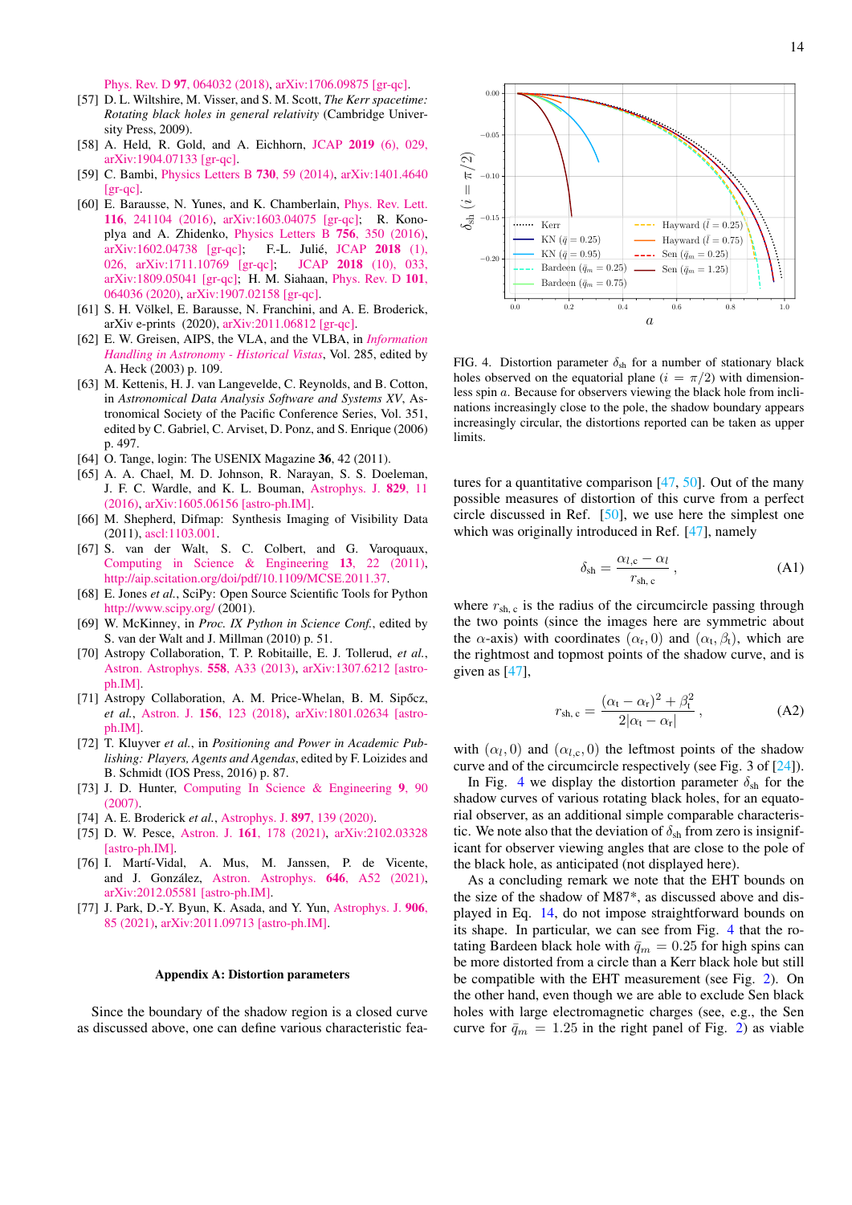Phys. Rev. D **97**, 064032 (2018), arXiv:1706.09875 [gr-qc].

[57] D. L. Wiltshire, M. Visser, and S. M. Scott, *The Kerr spacetime: Rotating black holes in general relativity* (Cambridge University Press, 2009).

[58] A. Held, R. Gold, and A. Eichhorn, JCAP **2019** (6), 029, arXiv:1904.07133 [gr-qc].

[59] C. Bambi, Physics Letters B **730**, 59 (2014), arXiv:1401.4640 [gr-qc].

[60] E. Barausse, N. Yunes, and K. Chamberlain, Phys. Rev. Lett. **116**, 241104 (2016), arXiv:1603.04075 [gr-qc]; R. Konoplya and A. Zhidenko, Physics Letters B **756**, 350 (2016), arXiv:1602.04738 [gr-qc]; F.-L. Julié, JCAP **2018** (1), 026, arXiv:1711.10769 [gr-qc]; JCAP **2018** (10), 033, arXiv:1809.05041 [gr-qc]; H. M. Siahaan, Phys. Rev. D **101**, 064036 (2020), arXiv:1907.02158 [gr-qc].

[61] S. H. Völkel, E. Barausse, N. Franchini, and A. E. Broderick, arXiv e-prints (2020), arXiv:2011.06812 [gr-qc].

[62] E. W. Greisen, AIPS, the VLA, and the VLBA, in *Information Handling in Astronomy - Historical Vistas*, Vol. 285, edited by A. Heck (2003) p. 109.

[63] M. Kettenis, H. J. van Langevelde, C. Reynolds, and B. Cotton, in *Astronomical Data Analysis Software and Systems XV*, Astronomical Society of the Pacific Conference Series, Vol. 351, edited by C. Gabriel, C. Arviset, D. Ponz, and S. Enrique (2006) p. 497.

[64] O. Tange, login: The USENIX Magazine **36**, 42 (2011).

[65] A. A. Chael, M. D. Johnson, R. Narayan, S. S. Doeleman, J. F. C. Wardle, and K. L. Bouman, Astrophys. J. **829**, 11 (2016), arXiv:1605.06156 [astro-ph.IM].

[66] M. Shepherd, Difmap: Synthesis Imaging of Visibility Data (2011), ascl:1103.001.

[67] S. van der Walt, S. C. Colbert, and G. Varoquaux, Computing in Science & Engineering **13**, 22 (2011), http://aip.scitation.org/doi/pdf/10.1109/MCSE.2011.37.

[68] E. Jones *et al.*, SciPy: Open Source Scientific Tools for Python http://www.scipy.org/ (2001).

[69] W. McKinney, in *Proc. IX Python in Science Conf.*, edited by S. van der Walt and J. Millman (2010) p. 51.

[70] Astropy Collaboration, T. P. Robitaille, E. J. Tollerud, *et al.*, Astron. Astrophys. **558**, A33 (2013), arXiv:1307.6212 [astro-ph.IM].

[71] Astropy Collaboration, A. M. Price-Whelan, B. M. Sipőcz, *et al.*, Astron. J. **156**, 123 (2018), arXiv:1801.02634 [astro-ph.IM].

[72] T. Kluyver *et al.*, in *Positioning and Power in Academic Publishing: Players, Agents and Agendas*, edited by F. Loizides and B. Schmidt (IOS Press, 2016) p. 87.

[73] J. D. Hunter, Computing In Science & Engineering **9**, 90 (2007).

[74] A. E. Broderick *et al.*, Astrophys. J. **897**, 139 (2020).

[75] D. W. Pesce, Astron. J. **161**, 178 (2021), arXiv:2102.03328 [astro-ph.IM].

[76] I. Martí-Vidal, A. Mus, M. Janssen, P. de Vicente, and J. González, Astron. Astrophys. **646**, A52 (2021), arXiv:2012.05581 [astro-ph.IM].

[77] J. Park, D.-Y. Byun, K. Asada, and Y. Yun, Astrophys. J. **906**, 85 (2021), arXiv:2011.09713 [astro-ph.IM].

## Appendix A: Distortion parameters

Since the boundary of the shadow region is a closed curve as discussed above, one can define various characteristic features for a quantitative comparison [47, 50]. Out of the many possible measures of distortion of this curve from a perfect circle discussed in Ref. [50], we use here the simplest one which was originally introduced in Ref. [47], namely

$$\delta_{\rm sh} = \frac{\alpha_{l,{\rm c}} - \alpha_l}{r_{\rm sh,\,c}}\,, \tag{A1}$$

where $r_{\rm sh,\,c}$ is the radius of the circumcircle passing through the two points (since the images here are symmetric about the $\alpha$-axis) with coordinates $(\alpha_{\rm r}, 0)$ and $(\alpha_{\rm t}, \beta_{\rm t})$, which are the rightmost and topmost points of the shadow curve, and is given as [47],

$$r_{\rm sh,\,c} = \frac{(\alpha_{\rm t} - \alpha_{\rm r})^2 + \beta_{\rm t}^2}{2|\alpha_{\rm t} - \alpha_{\rm r}|}\,, \tag{A2}$$

with $(\alpha_l, 0)$ and $(\alpha_{l,{\rm c}}, 0)$ the leftmost points of the shadow curve and of the circumcircle respectively (see Fig. 3 of [24]).

In Fig. 4 we display the distortion parameter $\delta_{\rm sh}$ for the shadow curves of various rotating black holes, for an equatorial observer, as an additional simple comparable characteristic. We note also that the deviation of $\delta_{\rm sh}$ from zero is insignificant for observer viewing angles that are close to the pole of the black hole, as anticipated (not displayed here).

As a concluding remark we note that the EHT bounds on the size of the shadow of M87*, as discussed above and displayed in Eq. 14, do not impose straightforward bounds on its shape. In particular, we can see from Fig. 4 that the rotating Bardeen black hole with $\bar{q}_m = 0.25$ for high spins can be more distorted from a circle than a Kerr black hole but still be compatible with the EHT measurement (see Fig. 2). On the other hand, even though we are able to exclude Sen black holes with large electromagnetic charges (see, e.g., the Sen curve for $\bar{q}_m = 1.25$ in the right panel of Fig. 2) as viable

FIG. 4. Distortion parameter $\delta_{\rm sh}$ for a number of stationary black holes observed on the equatorial plane ($i = \pi/2$) with dimensionless spin $a$. Because for observers viewing the black hole from inclinations increasingly close to the pole, the shadow boundary appears increasingly circular, the distortions reported can be taken as upper limits.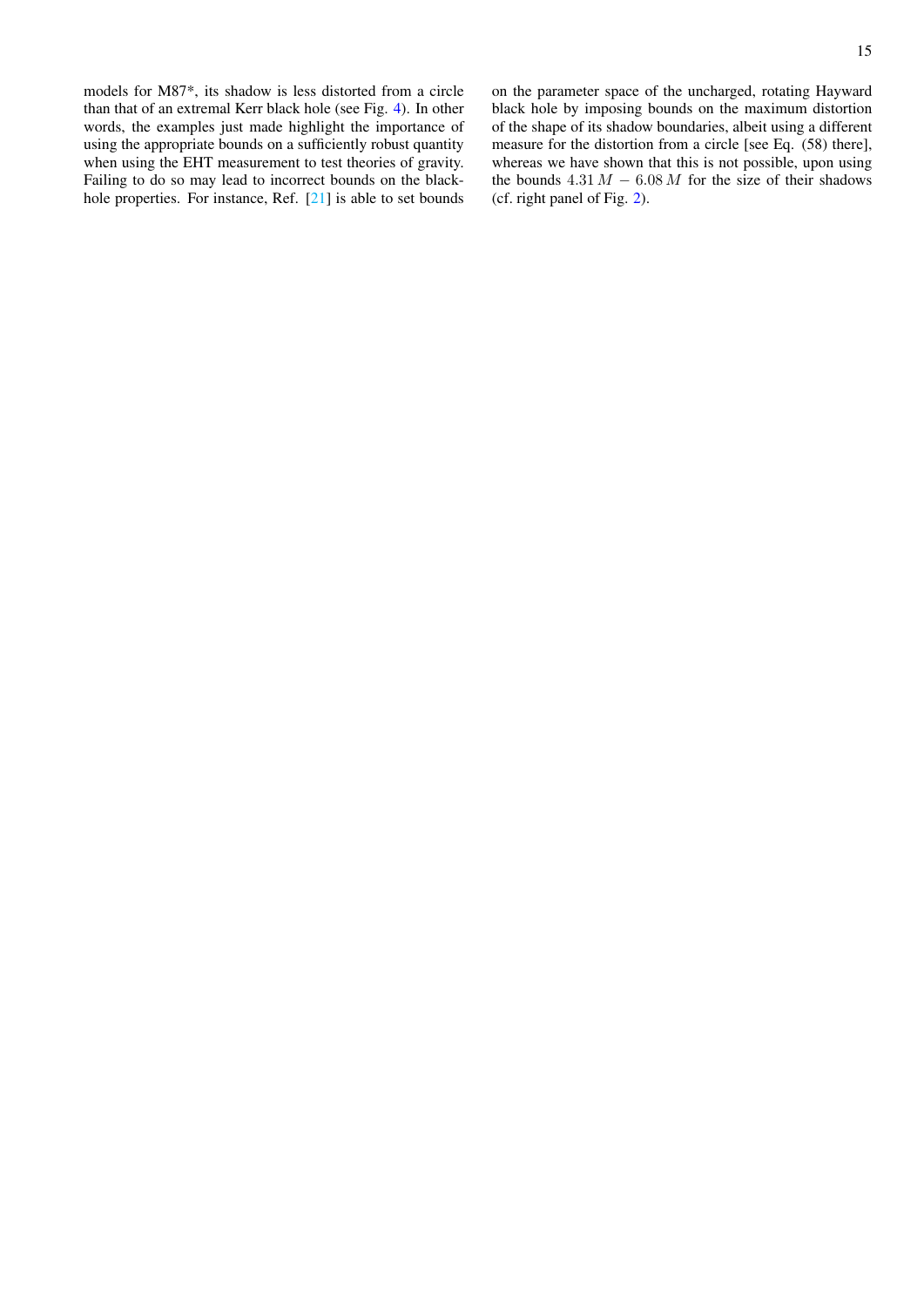models for M87*, its shadow is less distorted from a circle than that of an extremal Kerr black hole (see Fig. 4). In other words, the examples just made highlight the importance of using the appropriate bounds on a sufficiently robust quantity when using the EHT measurement to test theories of gravity. Failing to do so may lead to incorrect bounds on the black-hole properties. For instance, Ref. [21] is able to set bounds on the parameter space of the uncharged, rotating Hayward black hole by imposing bounds on the maximum distortion of the shape of its shadow boundaries, albeit using a different measure for the distortion from a circle [see Eq. (58) there], whereas we have shown that this is not possible, upon using the bounds $4.31\,M - 6.08\,M$ for the size of their shadows (cf. right panel of Fig. 2).